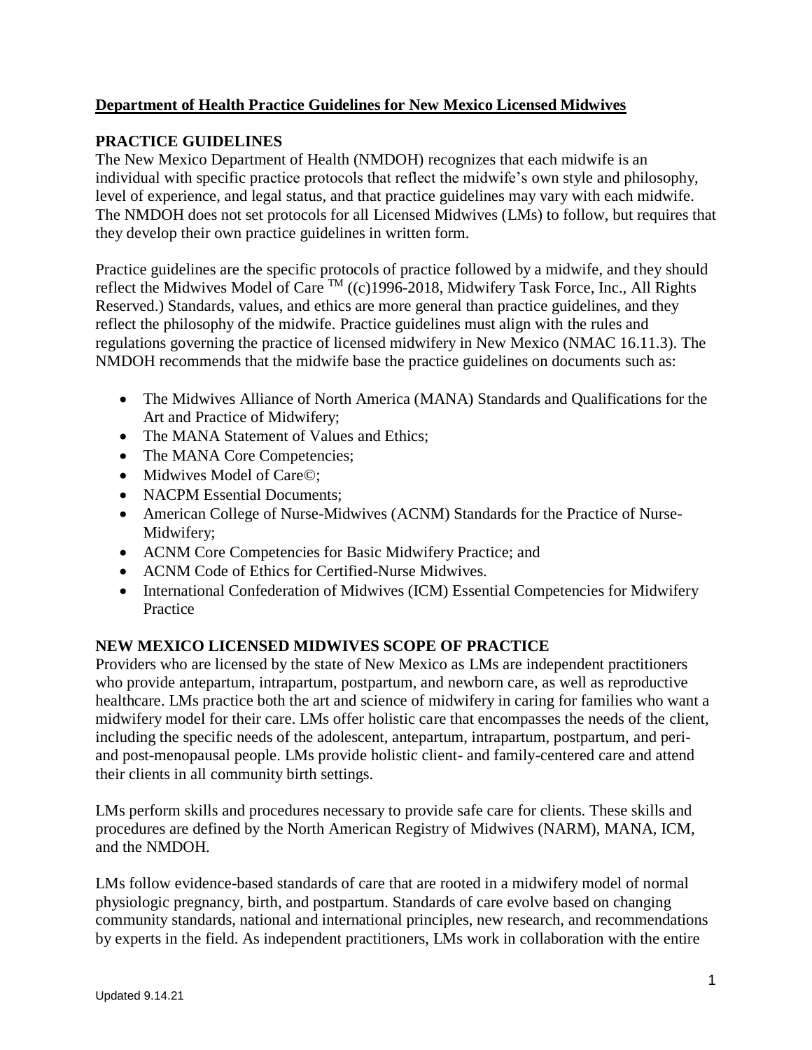# Department of Health Practice Guidelines for New Mexico Licensed Midwives

## PRACTICE GUIDELINES

The New Mexico Department of Health (NMDOH) recognizes that each midwife is an individual with specific practice protocols that reflect the midwife's own style and philosophy, level of experience, and legal status, and that practice guidelines may vary with each midwife. The NMDOH does not set protocols for all Licensed Midwives (LMs) to follow, but requires that they develop their own practice guidelines in written form.

Practice guidelines are the specific protocols of practice followed by a midwife, and they should reflect the Midwives Model of Care ™ ((c)1996-2018, Midwifery Task Force, Inc., All Rights Reserved.) Standards, values, and ethics are more general than practice guidelines, and they reflect the philosophy of the midwife. Practice guidelines must align with the rules and regulations governing the practice of licensed midwifery in New Mexico (NMAC 16.11.3). The NMDOH recommends that the midwife base the practice guidelines on documents such as:

- The Midwives Alliance of North America (MANA) Standards and Qualifications for the Art and Practice of Midwifery;
- The MANA Statement of Values and Ethics;
- The MANA Core Competencies;
- Midwives Model of Care©;
- NACPM Essential Documents;
- American College of Nurse-Midwives (ACNM) Standards for the Practice of Nurse-Midwifery;
- ACNM Core Competencies for Basic Midwifery Practice; and
- ACNM Code of Ethics for Certified-Nurse Midwives.
- International Confederation of Midwives (ICM) Essential Competencies for Midwifery Practice

## NEW MEXICO LICENSED MIDWIVES SCOPE OF PRACTICE

Providers who are licensed by the state of New Mexico as LMs are independent practitioners who provide antepartum, intrapartum, postpartum, and newborn care, as well as reproductive healthcare. LMs practice both the art and science of midwifery in caring for families who want a midwifery model for their care. LMs offer holistic care that encompasses the needs of the client, including the specific needs of the adolescent, antepartum, intrapartum, postpartum, and peri- and post-menopausal people. LMs provide holistic client- and family-centered care and attend their clients in all community birth settings.

LMs perform skills and procedures necessary to provide safe care for clients. These skills and procedures are defined by the North American Registry of Midwives (NARM), MANA, ICM, and the NMDOH.

LMs follow evidence-based standards of care that are rooted in a midwifery model of normal physiologic pregnancy, birth, and postpartum. Standards of care evolve based on changing community standards, national and international principles, new research, and recommendations by experts in the field. As independent practitioners, LMs work in collaboration with the entire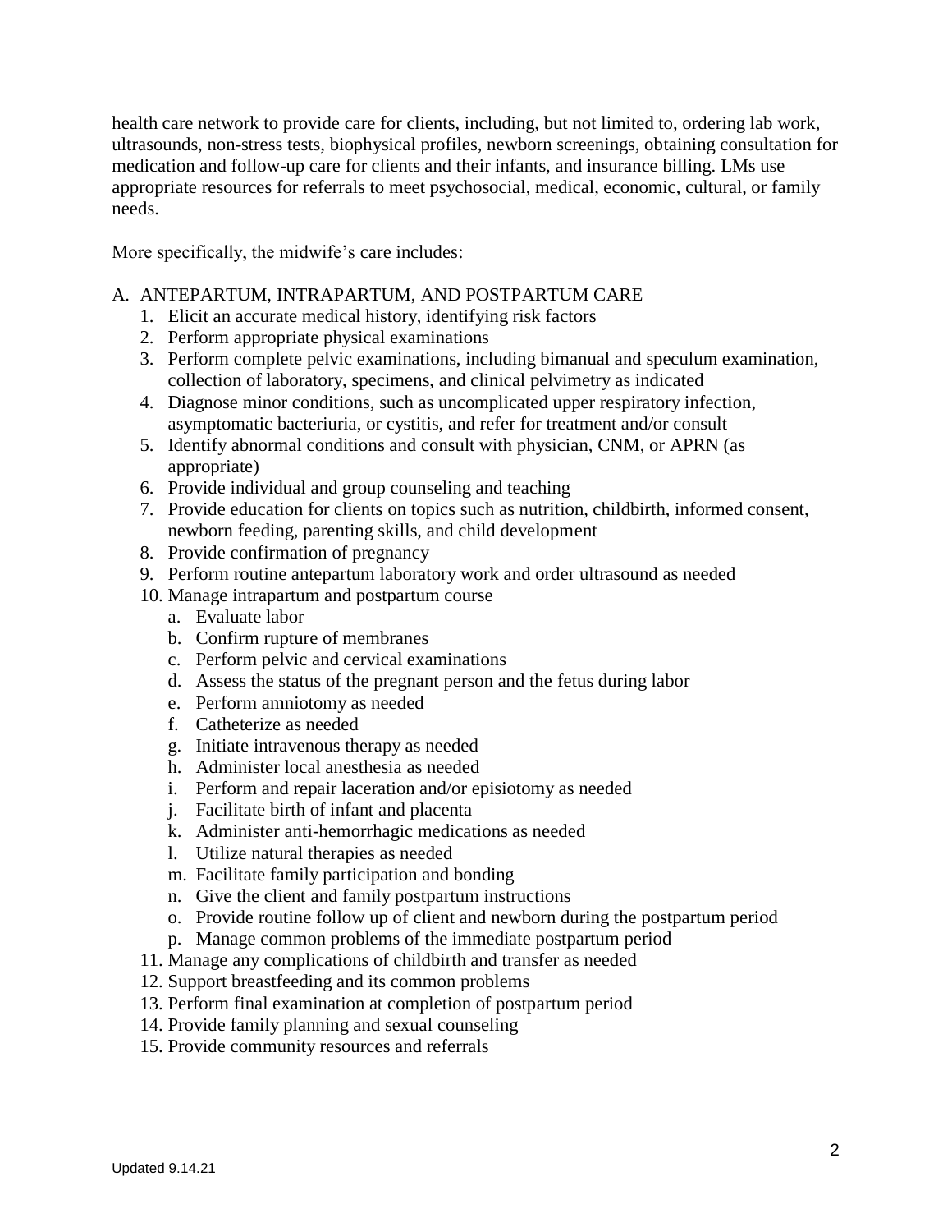health care network to provide care for clients, including, but not limited to, ordering lab work, ultrasounds, non-stress tests, biophysical profiles, newborn screenings, obtaining consultation for medication and follow-up care for clients and their infants, and insurance billing. LMs use appropriate resources for referrals to meet psychosocial, medical, economic, cultural, or family needs.

More specifically, the midwife's care includes:

A. ANTEPARTUM, INTRAPARTUM, AND POSTPARTUM CARE
   1. Elicit an accurate medical history, identifying risk factors
   2. Perform appropriate physical examinations
   3. Perform complete pelvic examinations, including bimanual and speculum examination, collection of laboratory, specimens, and clinical pelvimetry as indicated
   4. Diagnose minor conditions, such as uncomplicated upper respiratory infection, asymptomatic bacteriuria, or cystitis, and refer for treatment and/or consult
   5. Identify abnormal conditions and consult with physician, CNM, or APRN (as appropriate)
   6. Provide individual and group counseling and teaching
   7. Provide education for clients on topics such as nutrition, childbirth, informed consent, newborn feeding, parenting skills, and child development
   8. Provide confirmation of pregnancy
   9. Perform routine antepartum laboratory work and order ultrasound as needed
   10. Manage intrapartum and postpartum course
       a. Evaluate labor
       b. Confirm rupture of membranes
       c. Perform pelvic and cervical examinations
       d. Assess the status of the pregnant person and the fetus during labor
       e. Perform amniotomy as needed
       f. Catheterize as needed
       g. Initiate intravenous therapy as needed
       h. Administer local anesthesia as needed
       i. Perform and repair laceration and/or episiotomy as needed
       j. Facilitate birth of infant and placenta
       k. Administer anti-hemorrhagic medications as needed
       l. Utilize natural therapies as needed
       m. Facilitate family participation and bonding
       n. Give the client and family postpartum instructions
       o. Provide routine follow up of client and newborn during the postpartum period
       p. Manage common problems of the immediate postpartum period
   11. Manage any complications of childbirth and transfer as needed
   12. Support breastfeeding and its common problems
   13. Perform final examination at completion of postpartum period
   14. Provide family planning and sexual counseling
   15. Provide community resources and referrals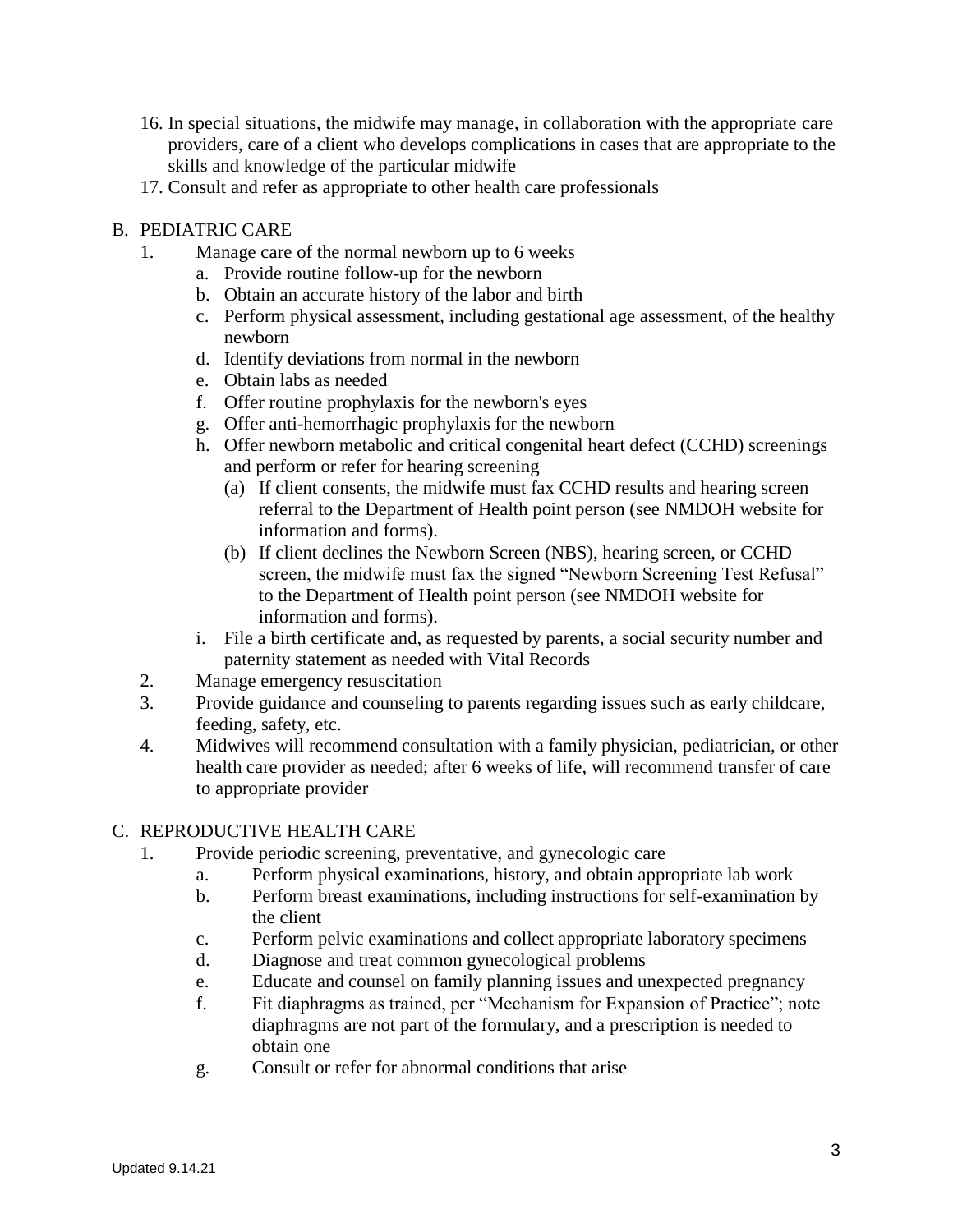16. In special situations, the midwife may manage, in collaboration with the appropriate care providers, care of a client who develops complications in cases that are appropriate to the skills and knowledge of the particular midwife
17. Consult and refer as appropriate to other health care professionals

B. PEDIATRIC CARE

1. Manage care of the normal newborn up to 6 weeks
   a. Provide routine follow-up for the newborn
   b. Obtain an accurate history of the labor and birth
   c. Perform physical assessment, including gestational age assessment, of the healthy newborn
   d. Identify deviations from normal in the newborn
   e. Obtain labs as needed
   f. Offer routine prophylaxis for the newborn's eyes
   g. Offer anti-hemorrhagic prophylaxis for the newborn
   h. Offer newborn metabolic and critical congenital heart defect (CCHD) screenings and perform or refer for hearing screening
      (a) If client consents, the midwife must fax CCHD results and hearing screen referral to the Department of Health point person (see NMDOH website for information and forms).
      (b) If client declines the Newborn Screen (NBS), hearing screen, or CCHD screen, the midwife must fax the signed "Newborn Screening Test Refusal" to the Department of Health point person (see NMDOH website for information and forms).
   i. File a birth certificate and, as requested by parents, a social security number and paternity statement as needed with Vital Records
2. Manage emergency resuscitation
3. Provide guidance and counseling to parents regarding issues such as early childcare, feeding, safety, etc.
4. Midwives will recommend consultation with a family physician, pediatrician, or other health care provider as needed; after 6 weeks of life, will recommend transfer of care to appropriate provider

C. REPRODUCTIVE HEALTH CARE

1. Provide periodic screening, preventative, and gynecologic care
   a. Perform physical examinations, history, and obtain appropriate lab work
   b. Perform breast examinations, including instructions for self-examination by the client
   c. Perform pelvic examinations and collect appropriate laboratory specimens
   d. Diagnose and treat common gynecological problems
   e. Educate and counsel on family planning issues and unexpected pregnancy
   f. Fit diaphragms as trained, per "Mechanism for Expansion of Practice"; note diaphragms are not part of the formulary, and a prescription is needed to obtain one
   g. Consult or refer for abnormal conditions that arise

Updated 9.14.21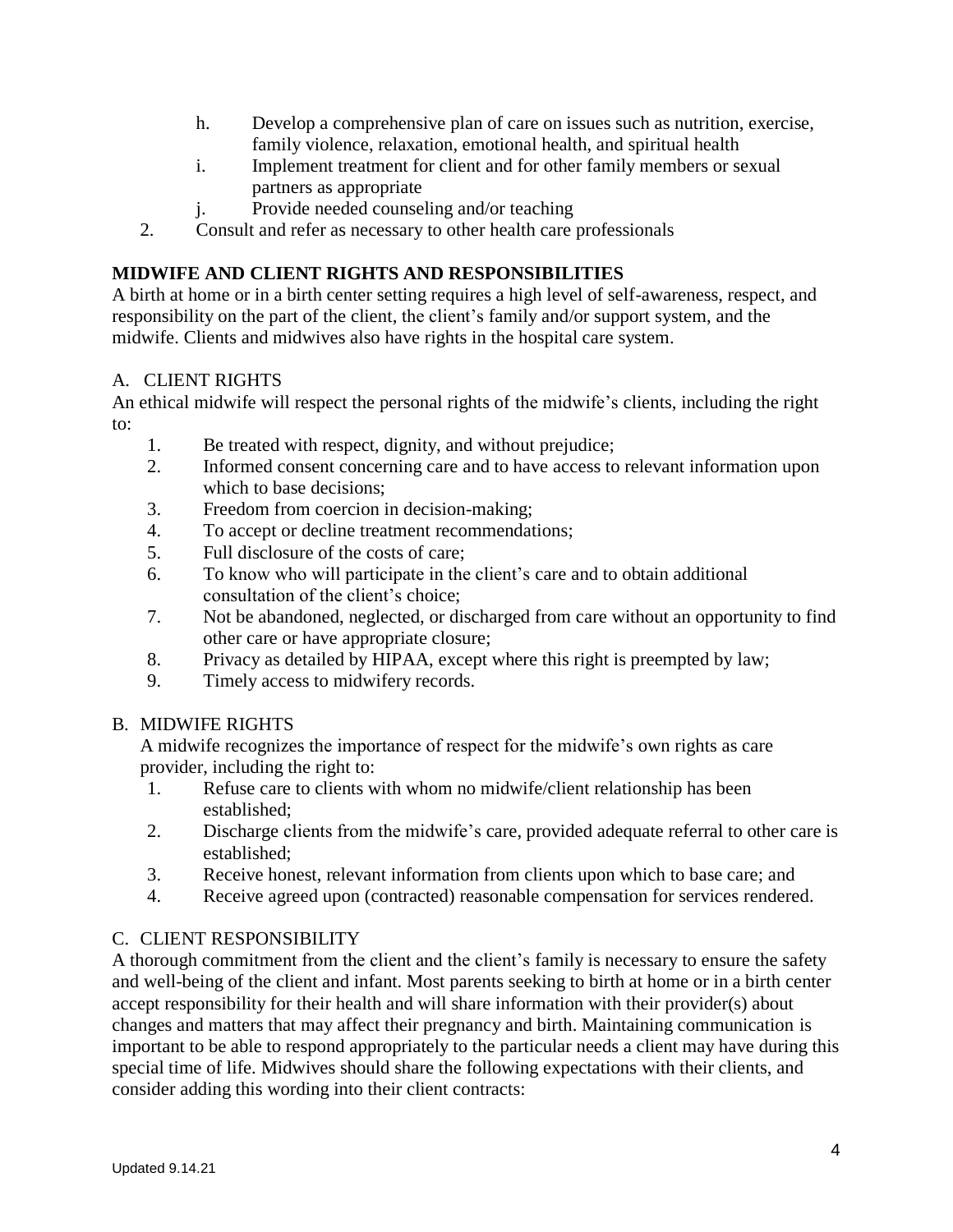h. Develop a comprehensive plan of care on issues such as nutrition, exercise, family violence, relaxation, emotional health, and spiritual health
i. Implement treatment for client and for other family members or sexual partners as appropriate
j. Provide needed counseling and/or teaching

2. Consult and refer as necessary to other health care professionals

## MIDWIFE AND CLIENT RIGHTS AND RESPONSIBILITIES

A birth at home or in a birth center setting requires a high level of self-awareness, respect, and responsibility on the part of the client, the client's family and/or support system, and the midwife. Clients and midwives also have rights in the hospital care system.

### A. CLIENT RIGHTS

An ethical midwife will respect the personal rights of the midwife's clients, including the right to:

1. Be treated with respect, dignity, and without prejudice;
2. Informed consent concerning care and to have access to relevant information upon which to base decisions;
3. Freedom from coercion in decision-making;
4. To accept or decline treatment recommendations;
5. Full disclosure of the costs of care;
6. To know who will participate in the client's care and to obtain additional consultation of the client's choice;
7. Not be abandoned, neglected, or discharged from care without an opportunity to find other care or have appropriate closure;
8. Privacy as detailed by HIPAA, except where this right is preempted by law;
9. Timely access to midwifery records.

### B. MIDWIFE RIGHTS

A midwife recognizes the importance of respect for the midwife's own rights as care provider, including the right to:

1. Refuse care to clients with whom no midwife/client relationship has been established;
2. Discharge clients from the midwife's care, provided adequate referral to other care is established;
3. Receive honest, relevant information from clients upon which to base care; and
4. Receive agreed upon (contracted) reasonable compensation for services rendered.

### C. CLIENT RESPONSIBILITY

A thorough commitment from the client and the client's family is necessary to ensure the safety and well-being of the client and infant. Most parents seeking to birth at home or in a birth center accept responsibility for their health and will share information with their provider(s) about changes and matters that may affect their pregnancy and birth. Maintaining communication is important to be able to respond appropriately to the particular needs a client may have during this special time of life. Midwives should share the following expectations with their clients, and consider adding this wording into their client contracts: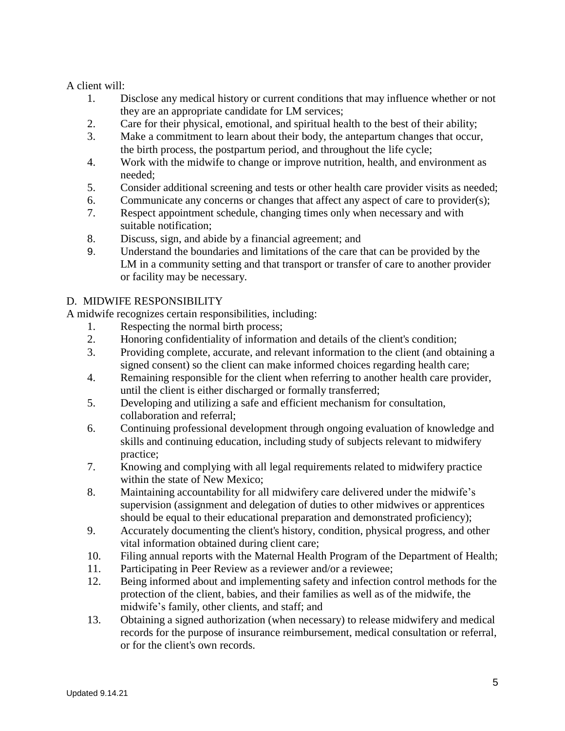A client will:

1. Disclose any medical history or current conditions that may influence whether or not they are an appropriate candidate for LM services;
2. Care for their physical, emotional, and spiritual health to the best of their ability;
3. Make a commitment to learn about their body, the antepartum changes that occur, the birth process, the postpartum period, and throughout the life cycle;
4. Work with the midwife to change or improve nutrition, health, and environment as needed;
5. Consider additional screening and tests or other health care provider visits as needed;
6. Communicate any concerns or changes that affect any aspect of care to provider(s);
7. Respect appointment schedule, changing times only when necessary and with suitable notification;
8. Discuss, sign, and abide by a financial agreement; and
9. Understand the boundaries and limitations of the care that can be provided by the LM in a community setting and that transport or transfer of care to another provider or facility may be necessary.

## D. MIDWIFE RESPONSIBILITY

A midwife recognizes certain responsibilities, including:

1. Respecting the normal birth process;
2. Honoring confidentiality of information and details of the client's condition;
3. Providing complete, accurate, and relevant information to the client (and obtaining a signed consent) so the client can make informed choices regarding health care;
4. Remaining responsible for the client when referring to another health care provider, until the client is either discharged or formally transferred;
5. Developing and utilizing a safe and efficient mechanism for consultation, collaboration and referral;
6. Continuing professional development through ongoing evaluation of knowledge and skills and continuing education, including study of subjects relevant to midwifery practice;
7. Knowing and complying with all legal requirements related to midwifery practice within the state of New Mexico;
8. Maintaining accountability for all midwifery care delivered under the midwife's supervision (assignment and delegation of duties to other midwives or apprentices should be equal to their educational preparation and demonstrated proficiency);
9. Accurately documenting the client's history, condition, physical progress, and other vital information obtained during client care;
10. Filing annual reports with the Maternal Health Program of the Department of Health;
11. Participating in Peer Review as a reviewer and/or a reviewee;
12. Being informed about and implementing safety and infection control methods for the protection of the client, babies, and their families as well as of the midwife, the midwife's family, other clients, and staff; and
13. Obtaining a signed authorization (when necessary) to release midwifery and medical records for the purpose of insurance reimbursement, medical consultation or referral, or for the client's own records.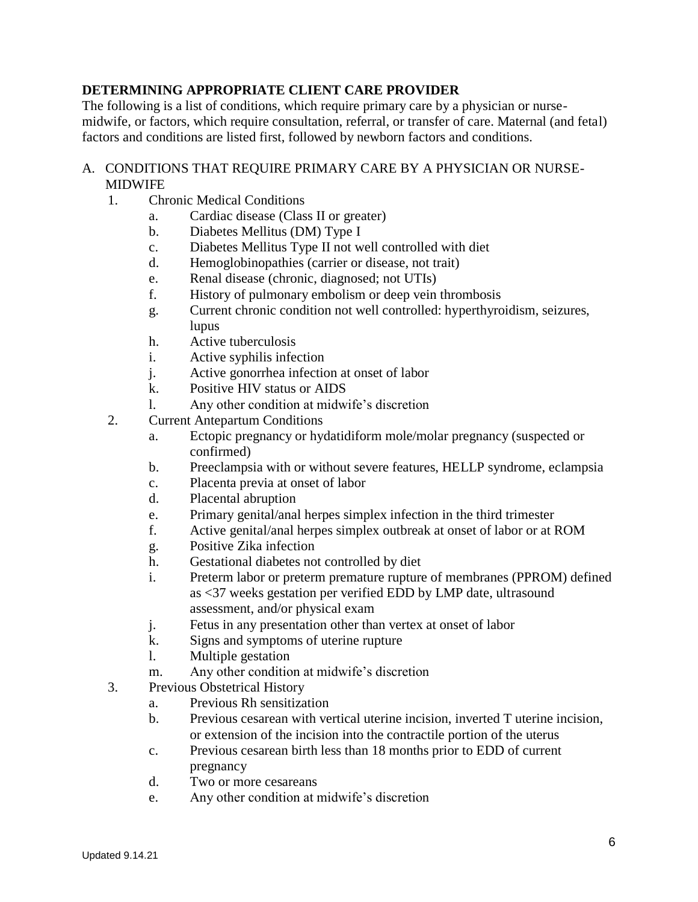## DETERMINING APPROPRIATE CLIENT CARE PROVIDER

The following is a list of conditions, which require primary care by a physician or nurse-midwife, or factors, which require consultation, referral, or transfer of care. Maternal (and fetal) factors and conditions are listed first, followed by newborn factors and conditions.

A. CONDITIONS THAT REQUIRE PRIMARY CARE BY A PHYSICIAN OR NURSE-MIDWIFE

1. Chronic Medical Conditions
    a. Cardiac disease (Class II or greater)
    b. Diabetes Mellitus (DM) Type I
    c. Diabetes Mellitus Type II not well controlled with diet
    d. Hemoglobinopathies (carrier or disease, not trait)
    e. Renal disease (chronic, diagnosed; not UTIs)
    f. History of pulmonary embolism or deep vein thrombosis
    g. Current chronic condition not well controlled: hyperthyroidism, seizures, lupus
    h. Active tuberculosis
    i. Active syphilis infection
    j. Active gonorrhea infection at onset of labor
    k. Positive HIV status or AIDS
    l. Any other condition at midwife's discretion
2. Current Antepartum Conditions
    a. Ectopic pregnancy or hydatidiform mole/molar pregnancy (suspected or confirmed)
    b. Preeclampsia with or without severe features, HELLP syndrome, eclampsia
    c. Placenta previa at onset of labor
    d. Placental abruption
    e. Primary genital/anal herpes simplex infection in the third trimester
    f. Active genital/anal herpes simplex outbreak at onset of labor or at ROM
    g. Positive Zika infection
    h. Gestational diabetes not controlled by diet
    i. Preterm labor or preterm premature rupture of membranes (PPROM) defined as <37 weeks gestation per verified EDD by LMP date, ultrasound assessment, and/or physical exam
    j. Fetus in any presentation other than vertex at onset of labor
    k. Signs and symptoms of uterine rupture
    l. Multiple gestation
    m. Any other condition at midwife's discretion
3. Previous Obstetrical History
    a. Previous Rh sensitization
    b. Previous cesarean with vertical uterine incision, inverted T uterine incision, or extension of the incision into the contractile portion of the uterus
    c. Previous cesarean birth less than 18 months prior to EDD of current pregnancy
    d. Two or more cesareans
    e. Any other condition at midwife's discretion

Updated 9.14.21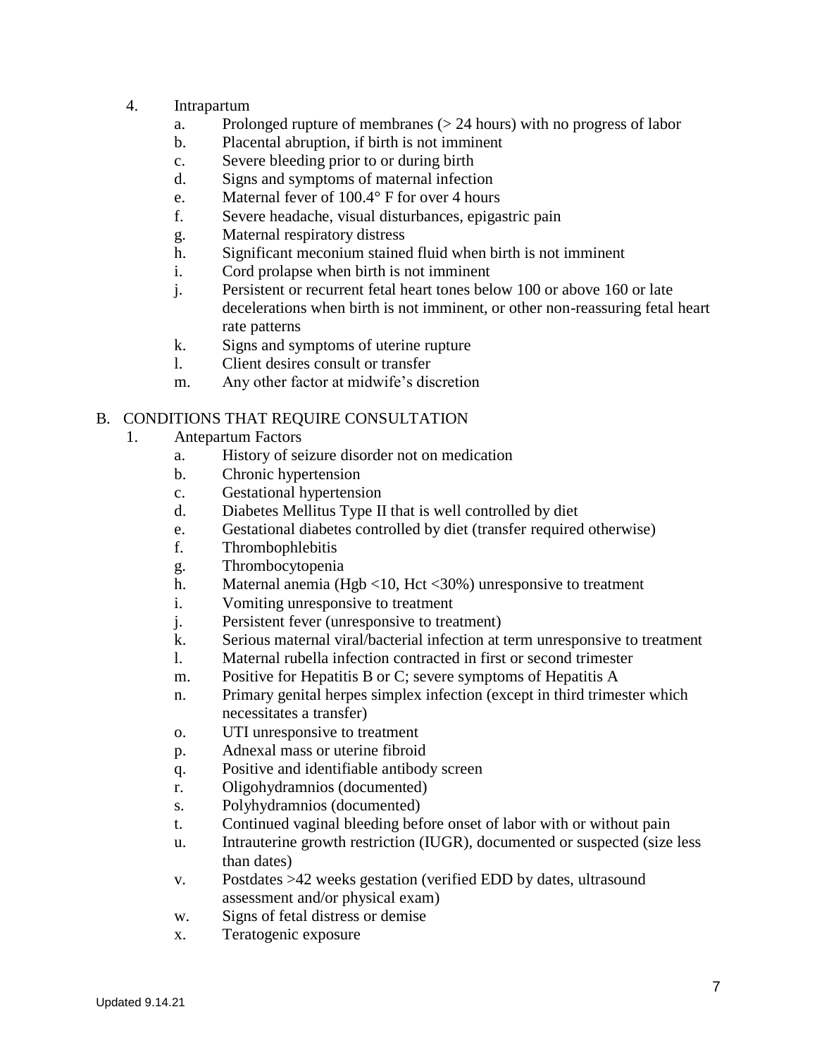4. Intrapartum
    a. Prolonged rupture of membranes (> 24 hours) with no progress of labor
    b. Placental abruption, if birth is not imminent
    c. Severe bleeding prior to or during birth
    d. Signs and symptoms of maternal infection
    e. Maternal fever of 100.4° F for over 4 hours
    f. Severe headache, visual disturbances, epigastric pain
    g. Maternal respiratory distress
    h. Significant meconium stained fluid when birth is not imminent
    i. Cord prolapse when birth is not imminent
    j. Persistent or recurrent fetal heart tones below 100 or above 160 or late decelerations when birth is not imminent, or other non-reassuring fetal heart rate patterns
    k. Signs and symptoms of uterine rupture
    l. Client desires consult or transfer
    m. Any other factor at midwife's discretion

B. CONDITIONS THAT REQUIRE CONSULTATION

1. Antepartum Factors
    a. History of seizure disorder not on medication
    b. Chronic hypertension
    c. Gestational hypertension
    d. Diabetes Mellitus Type II that is well controlled by diet
    e. Gestational diabetes controlled by diet (transfer required otherwise)
    f. Thrombophlebitis
    g. Thrombocytopenia
    h. Maternal anemia (Hgb <10, Hct <30%) unresponsive to treatment
    i. Vomiting unresponsive to treatment
    j. Persistent fever (unresponsive to treatment)
    k. Serious maternal viral/bacterial infection at term unresponsive to treatment
    l. Maternal rubella infection contracted in first or second trimester
    m. Positive for Hepatitis B or C; severe symptoms of Hepatitis A
    n. Primary genital herpes simplex infection (except in third trimester which necessitates a transfer)
    o. UTI unresponsive to treatment
    p. Adnexal mass or uterine fibroid
    q. Positive and identifiable antibody screen
    r. Oligohydramnios (documented)
    s. Polyhydramnios (documented)
    t. Continued vaginal bleeding before onset of labor with or without pain
    u. Intrauterine growth restriction (IUGR), documented or suspected (size less than dates)
    v. Postdates >42 weeks gestation (verified EDD by dates, ultrasound assessment and/or physical exam)
    w. Signs of fetal distress or demise
    x. Teratogenic exposure

Updated 9.14.21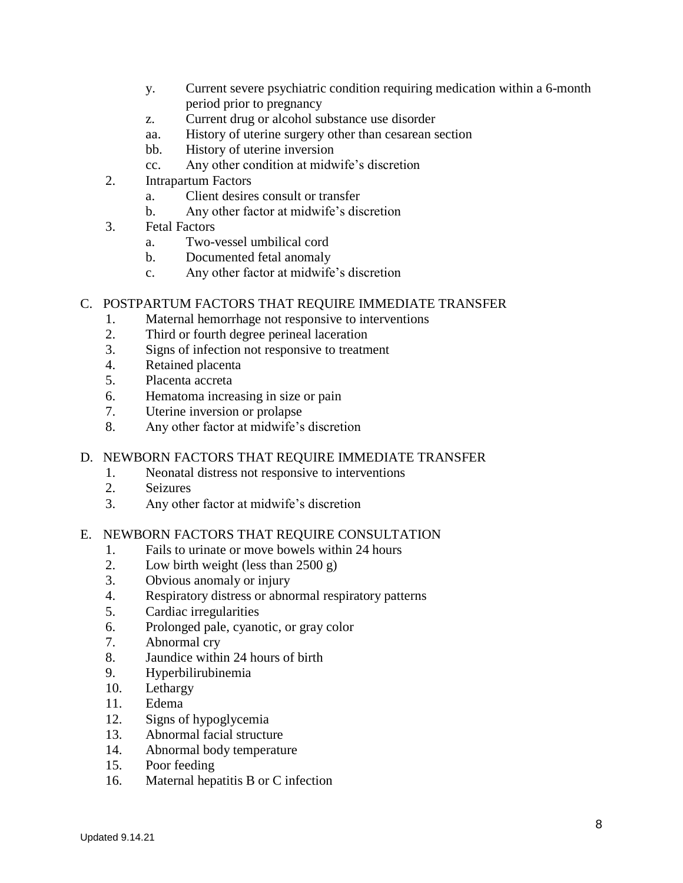y. Current severe psychiatric condition requiring medication within a 6-month period prior to pregnancy
   z. Current drug or alcohol substance use disorder
   aa. History of uterine surgery other than cesarean section
   bb. History of uterine inversion
   cc. Any other condition at midwife's discretion

2. Intrapartum Factors
   a. Client desires consult or transfer
   b. Any other factor at midwife's discretion
3. Fetal Factors
   a. Two-vessel umbilical cord
   b. Documented fetal anomaly
   c. Any other factor at midwife's discretion

## C. POSTPARTUM FACTORS THAT REQUIRE IMMEDIATE TRANSFER

1. Maternal hemorrhage not responsive to interventions
2. Third or fourth degree perineal laceration
3. Signs of infection not responsive to treatment
4. Retained placenta
5. Placenta accreta
6. Hematoma increasing in size or pain
7. Uterine inversion or prolapse
8. Any other factor at midwife's discretion

## D. NEWBORN FACTORS THAT REQUIRE IMMEDIATE TRANSFER

1. Neonatal distress not responsive to interventions
2. Seizures
3. Any other factor at midwife's discretion

## E. NEWBORN FACTORS THAT REQUIRE CONSULTATION

1. Fails to urinate or move bowels within 24 hours
2. Low birth weight (less than 2500 g)
3. Obvious anomaly or injury
4. Respiratory distress or abnormal respiratory patterns
5. Cardiac irregularities
6. Prolonged pale, cyanotic, or gray color
7. Abnormal cry
8. Jaundice within 24 hours of birth
9. Hyperbilirubinemia
10. Lethargy
11. Edema
12. Signs of hypoglycemia
13. Abnormal facial structure
14. Abnormal body temperature
15. Poor feeding
16. Maternal hepatitis B or C infection

Updated 9.14.21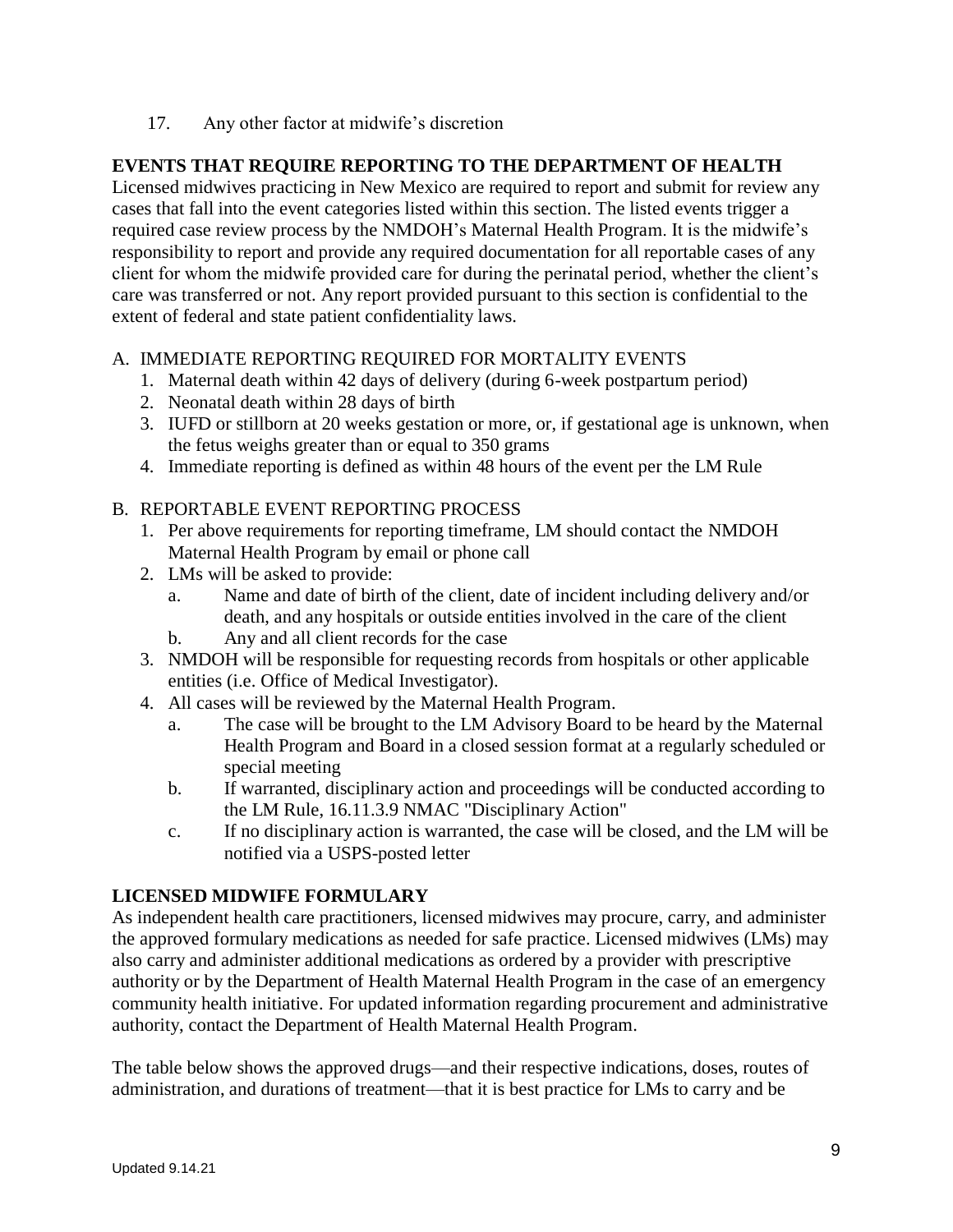17. Any other factor at midwife's discretion

## EVENTS THAT REQUIRE REPORTING TO THE DEPARTMENT OF HEALTH

Licensed midwives practicing in New Mexico are required to report and submit for review any cases that fall into the event categories listed within this section. The listed events trigger a required case review process by the NMDOH's Maternal Health Program. It is the midwife's responsibility to report and provide any required documentation for all reportable cases of any client for whom the midwife provided care for during the perinatal period, whether the client's care was transferred or not. Any report provided pursuant to this section is confidential to the extent of federal and state patient confidentiality laws.

A. IMMEDIATE REPORTING REQUIRED FOR MORTALITY EVENTS
   1. Maternal death within 42 days of delivery (during 6-week postpartum period)
   2. Neonatal death within 28 days of birth
   3. IUFD or stillborn at 20 weeks gestation or more, or, if gestational age is unknown, when the fetus weighs greater than or equal to 350 grams
   4. Immediate reporting is defined as within 48 hours of the event per the LM Rule

B. REPORTABLE EVENT REPORTING PROCESS
   1. Per above requirements for reporting timeframe, LM should contact the NMDOH Maternal Health Program by email or phone call
   2. LMs will be asked to provide:
      a. Name and date of birth of the client, date of incident including delivery and/or death, and any hospitals or outside entities involved in the care of the client
      b. Any and all client records for the case
   3. NMDOH will be responsible for requesting records from hospitals or other applicable entities (i.e. Office of Medical Investigator).
   4. All cases will be reviewed by the Maternal Health Program.
      a. The case will be brought to the LM Advisory Board to be heard by the Maternal Health Program and Board in a closed session format at a regularly scheduled or special meeting
      b. If warranted, disciplinary action and proceedings will be conducted according to the LM Rule, 16.11.3.9 NMAC "Disciplinary Action"
      c. If no disciplinary action is warranted, the case will be closed, and the LM will be notified via a USPS-posted letter

## LICENSED MIDWIFE FORMULARY

As independent health care practitioners, licensed midwives may procure, carry, and administer the approved formulary medications as needed for safe practice. Licensed midwives (LMs) may also carry and administer additional medications as ordered by a provider with prescriptive authority or by the Department of Health Maternal Health Program in the case of an emergency community health initiative. For updated information regarding procurement and administrative authority, contact the Department of Health Maternal Health Program.

The table below shows the approved drugs—and their respective indications, doses, routes of administration, and durations of treatment—that it is best practice for LMs to carry and be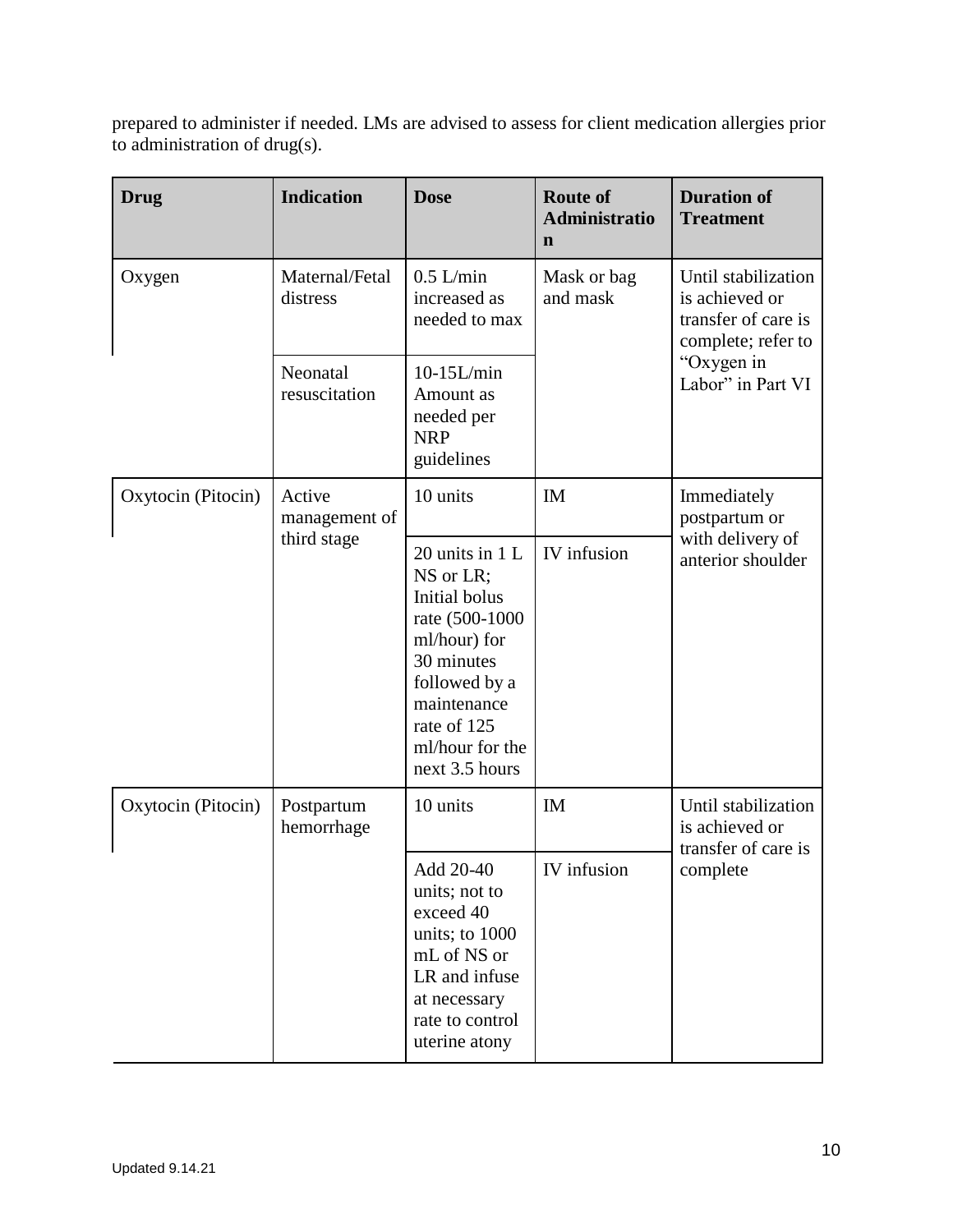prepared to administer if needed. LMs are advised to assess for client medication allergies prior to administration of drug(s).

| Drug | Indication | Dose | Route of Administration | Duration of Treatment |
|---|---|---|---|---|
| Oxygen | Maternal/Fetal distress | 0.5 L/min increased as needed to max | Mask or bag and mask | Until stabilization is achieved or transfer of care is complete; refer to "Oxygen in Labor" in Part VI |
| | Neonatal resuscitation | 10-15L/min Amount as needed per NRP guidelines | | |
| Oxytocin (Pitocin) | Active management of third stage | 10 units | IM | Immediately postpartum or with delivery of anterior shoulder |
| | | 20 units in 1 L NS or LR; Initial bolus rate (500-1000 ml/hour) for 30 minutes followed by a maintenance rate of 125 ml/hour for the next 3.5 hours | IV infusion | |
| Oxytocin (Pitocin) | Postpartum hemorrhage | 10 units | IM | Until stabilization is achieved or transfer of care is complete |
| | | Add 20-40 units; not to exceed 40 units; to 1000 mL of NS or LR and infuse at necessary rate to control uterine atony | IV infusion | |

Updated 9.14.21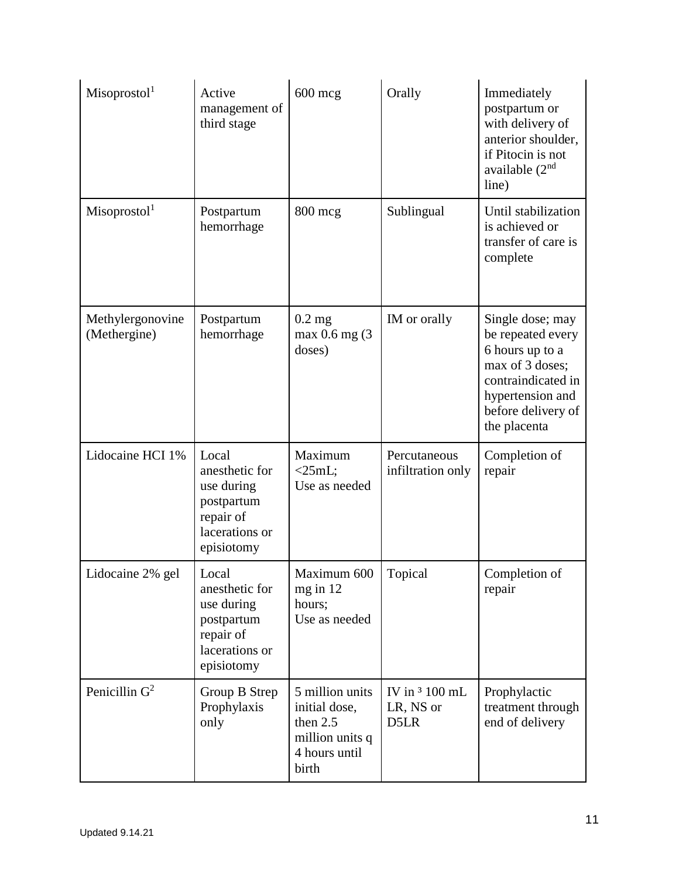| Misoprostol[1] | Active management of third stage | 600 mcg | Orally | Immediately postpartum or with delivery of anterior shoulder, if Pitocin is not available (2nd line) |
|---|---|---|---|---|
| Misoprostol[1] | Postpartum hemorrhage | 800 mcg | Sublingual | Until stabilization is achieved or transfer of care is complete |
| Methylergonovine (Methergine) | Postpartum hemorrhage | 0.2 mg max 0.6 mg (3 doses) | IM or orally | Single dose; may be repeated every 6 hours up to a max of 3 doses; contraindicated in hypertension and before delivery of the placenta |
| Lidocaine HCI 1% | Local anesthetic for use during postpartum repair of lacerations or episiotomy | Maximum <25mL; Use as needed | Percutaneous infiltration only | Completion of repair |
| Lidocaine 2% gel | Local anesthetic for use during postpartum repair of lacerations or episiotomy | Maximum 600 mg in 12 hours; Use as needed | Topical | Completion of repair |
| Penicillin G[2] | Group B Strep Prophylaxis only | 5 million units initial dose, then 2.5 million units q 4 hours until birth | IV in ³ 100 mL LR, NS or D5LR | Prophylactic treatment through end of delivery |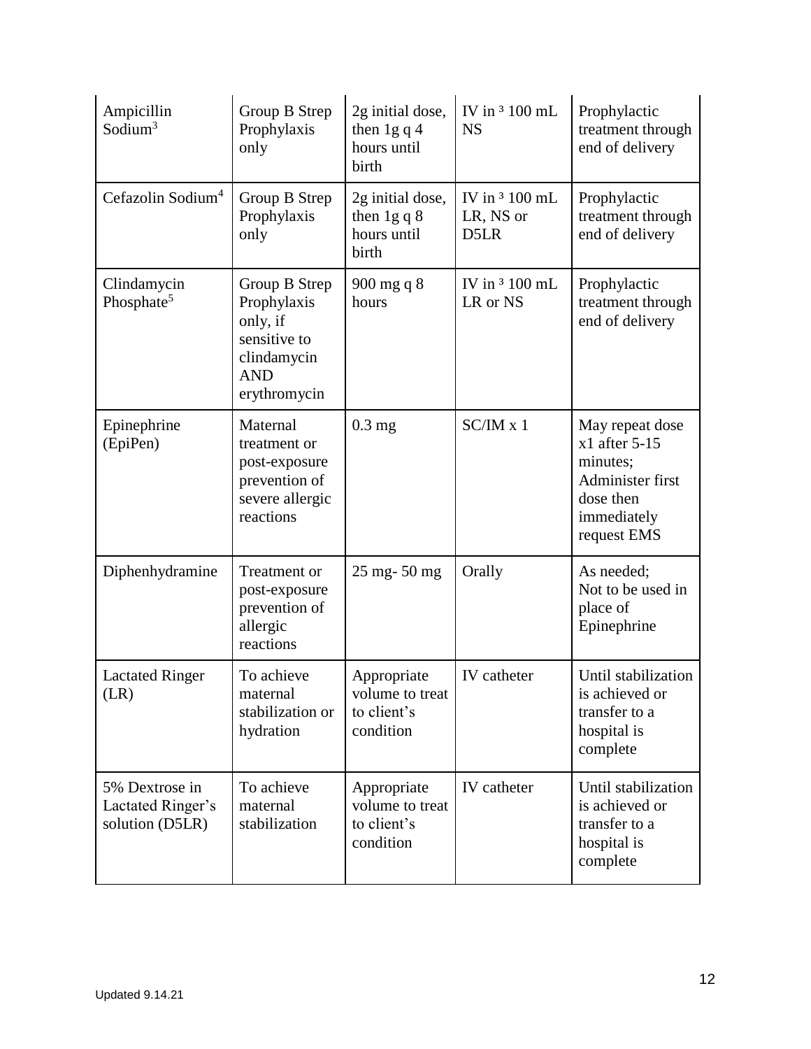| | | | | |
|---|---|---|---|---|
| Ampicillin Sodium[3] | Group B Strep Prophylaxis only | 2g initial dose, then 1g q 4 hours until birth | IV in $^{3}$ 100 mL NS | Prophylactic treatment through end of delivery |
| Cefazolin Sodium[4] | Group B Strep Prophylaxis only | 2g initial dose, then 1g q 8 hours until birth | IV in $^{3}$ 100 mL LR, NS or D5LR | Prophylactic treatment through end of delivery |
| Clindamycin Phosphate[5] | Group B Strep Prophylaxis only, if sensitive to clindamycin AND erythromycin | 900 mg q 8 hours | IV in $^{3}$ 100 mL LR or NS | Prophylactic treatment through end of delivery |
| Epinephrine (EpiPen) | Maternal treatment or post-exposure prevention of severe allergic reactions | 0.3 mg | SC/IM x 1 | May repeat dose x1 after 5-15 minutes; Administer first dose then immediately request EMS |
| Diphenhydramine | Treatment or post-exposure prevention of allergic reactions | 25 mg- 50 mg | Orally | As needed; Not to be used in place of Epinephrine |
| Lactated Ringer (LR) | To achieve maternal stabilization or hydration | Appropriate volume to treat to client's condition | IV catheter | Until stabilization is achieved or transfer to a hospital is complete |
| 5% Dextrose in Lactated Ringer's solution (D5LR) | To achieve maternal stabilization | Appropriate volume to treat to client's condition | IV catheter | Until stabilization is achieved or transfer to a hospital is complete |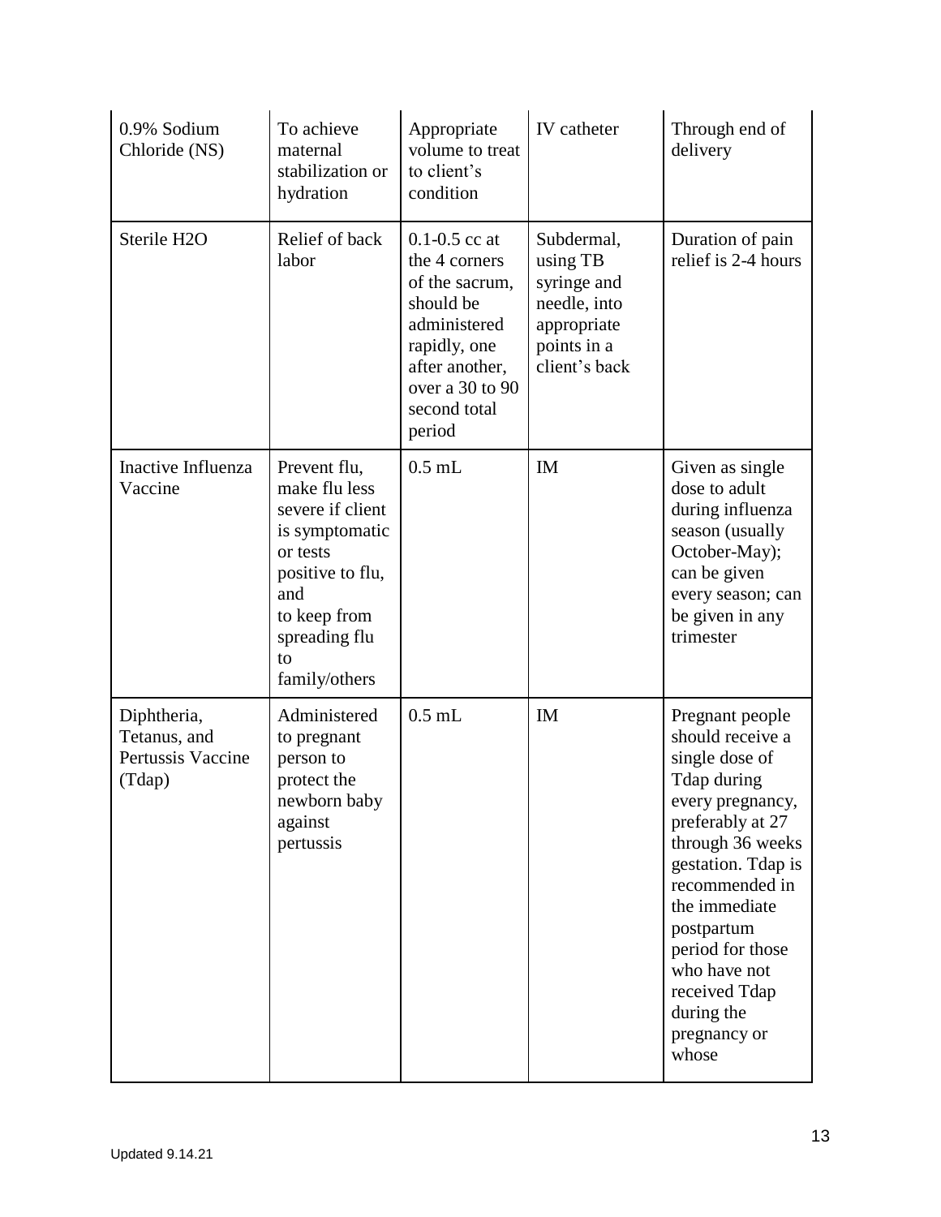| 0.9% Sodium Chloride (NS) | To achieve maternal stabilization or hydration | Appropriate volume to treat to client's condition | IV catheter | Through end of delivery |
|---|---|---|---|---|
| Sterile $H_2O$ | Relief of back labor | 0.1-0.5 cc at the 4 corners of the sacrum, should be administered rapidly, one after another, over a 30 to 90 second total period | Subdermal, using TB syringe and needle, into appropriate points in a client's back | Duration of pain relief is 2-4 hours |
| Inactive Influenza Vaccine | Prevent flu, make flu less severe if client is symptomatic or tests positive to flu, and to keep from spreading flu to family/others | 0.5 mL | IM | Given as single dose to adult during influenza season (usually October-May); can be given every season; can be given in any trimester |
| Diphtheria, Tetanus, and Pertussis Vaccine (Tdap) | Administered to pregnant person to protect the newborn baby against pertussis | 0.5 mL | IM | Pregnant people should receive a single dose of Tdap during every pregnancy, preferably at 27 through 36 weeks gestation. Tdap is recommended in the immediate postpartum period for those who have not received Tdap during the pregnancy or whose |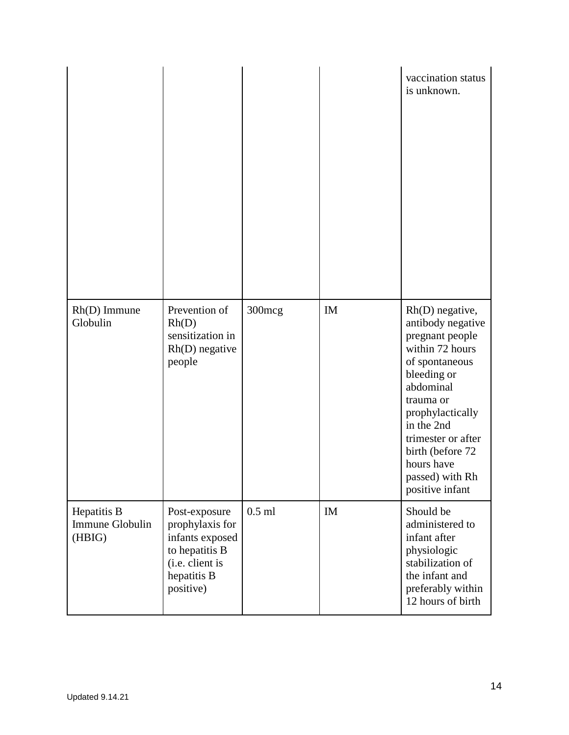| | | | | |
|---|---|---|---|---|
| | | | | vaccination status is unknown. |
| Rh(D) Immune Globulin | Prevention of Rh(D) sensitization in Rh(D) negative people | 300mcg | IM | Rh(D) negative, antibody negative pregnant people within 72 hours of spontaneous bleeding or abdominal trauma or prophylactically in the 2nd trimester or after birth (before 72 hours have passed) with Rh positive infant |
| Hepatitis B Immune Globulin (HBIG) | Post-exposure prophylaxis for infants exposed to hepatitis B (i.e. client is hepatitis B positive) | 0.5 ml | IM | Should be administered to infant after physiologic stabilization of the infant and preferably within 12 hours of birth |

Updated 9.14.21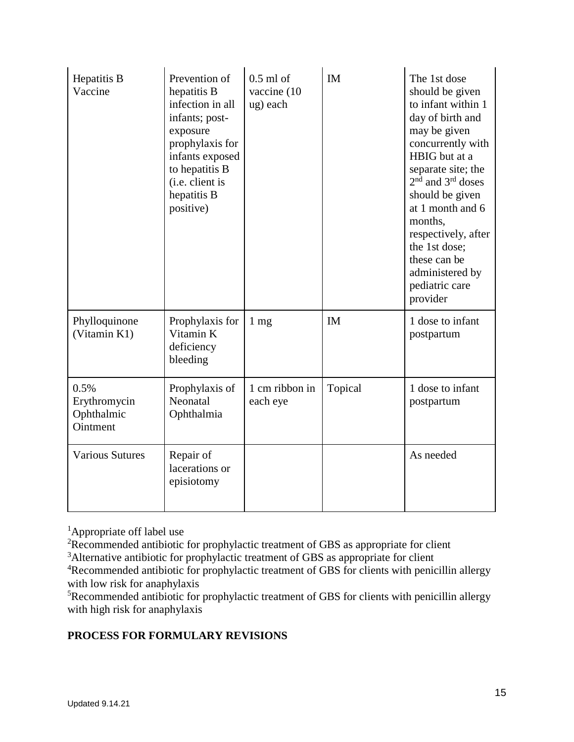| | | | | |
|---|---|---|---|---|
| Hepatitis B Vaccine | Prevention of hepatitis B infection in all infants; post-exposure prophylaxis for infants exposed to hepatitis B (i.e. client is hepatitis B positive) | 0.5 ml of vaccine (10 ug) each | IM | The 1st dose should be given to infant within 1 day of birth and may be given concurrently with HBIG but at a separate site; the 2nd and 3rd doses should be given at 1 month and 6 months, respectively, after the 1st dose; these can be administered by pediatric care provider |
| Phylloquinone (Vitamin K1) | Prophylaxis for Vitamin K deficiency bleeding | 1 mg | IM | 1 dose to infant postpartum |
| 0.5% Erythromycin Ophthalmic Ointment | Prophylaxis of Neonatal Ophthalmia | 1 cm ribbon in each eye | Topical | 1 dose to infant postpartum |
| Various Sutures | Repair of lacerations or episiotomy | | | As needed |

[1]Appropriate off label use
[2]Recommended antibiotic for prophylactic treatment of GBS as appropriate for client
[3]Alternative antibiotic for prophylactic treatment of GBS as appropriate for client
[4]Recommended antibiotic for prophylactic treatment of GBS for clients with penicillin allergy with low risk for anaphylaxis
[5]Recommended antibiotic for prophylactic treatment of GBS for clients with penicillin allergy with high risk for anaphylaxis

**PROCESS FOR FORMULARY REVISIONS**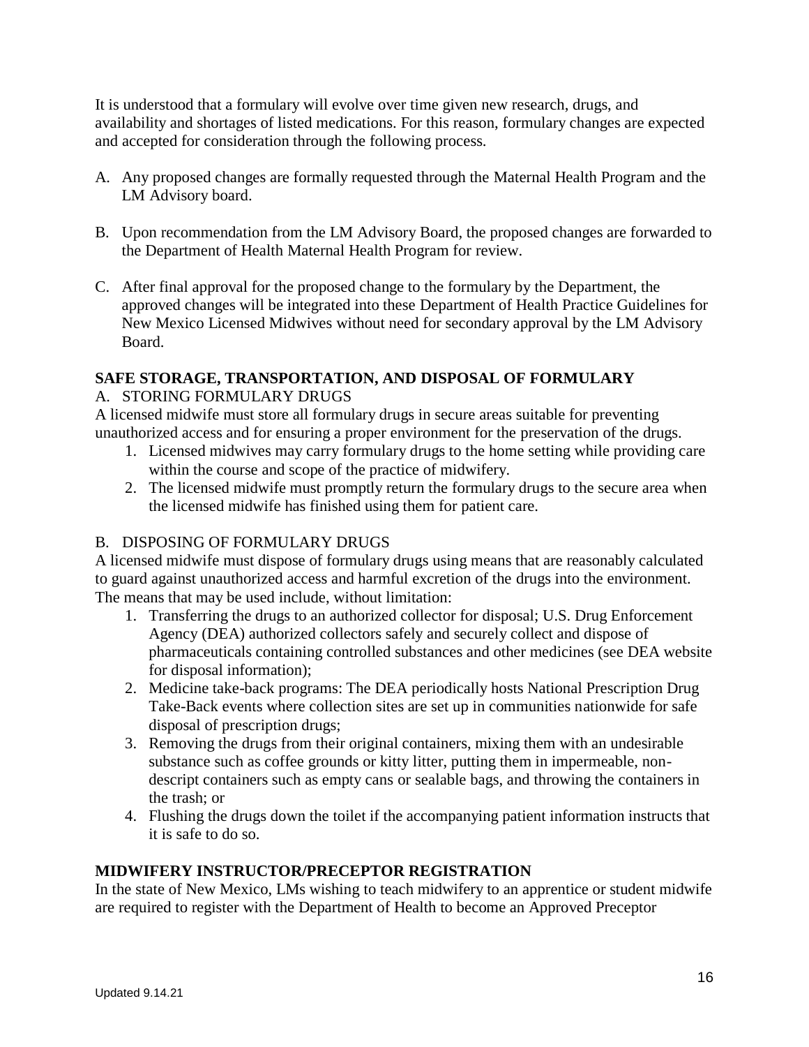It is understood that a formulary will evolve over time given new research, drugs, and availability and shortages of listed medications. For this reason, formulary changes are expected and accepted for consideration through the following process.

A. Any proposed changes are formally requested through the Maternal Health Program and the LM Advisory board.

B. Upon recommendation from the LM Advisory Board, the proposed changes are forwarded to the Department of Health Maternal Health Program for review.

C. After final approval for the proposed change to the formulary by the Department, the approved changes will be integrated into these Department of Health Practice Guidelines for New Mexico Licensed Midwives without need for secondary approval by the LM Advisory Board.

## SAFE STORAGE, TRANSPORTATION, AND DISPOSAL OF FORMULARY

A. STORING FORMULARY DRUGS

A licensed midwife must store all formulary drugs in secure areas suitable for preventing unauthorized access and for ensuring a proper environment for the preservation of the drugs.

1. Licensed midwives may carry formulary drugs to the home setting while providing care within the course and scope of the practice of midwifery.
2. The licensed midwife must promptly return the formulary drugs to the secure area when the licensed midwife has finished using them for patient care.

B. DISPOSING OF FORMULARY DRUGS

A licensed midwife must dispose of formulary drugs using means that are reasonably calculated to guard against unauthorized access and harmful excretion of the drugs into the environment. The means that may be used include, without limitation:

1. Transferring the drugs to an authorized collector for disposal; U.S. Drug Enforcement Agency (DEA) authorized collectors safely and securely collect and dispose of pharmaceuticals containing controlled substances and other medicines (see DEA website for disposal information);
2. Medicine take-back programs: The DEA periodically hosts National Prescription Drug Take-Back events where collection sites are set up in communities nationwide for safe disposal of prescription drugs;
3. Removing the drugs from their original containers, mixing them with an undesirable substance such as coffee grounds or kitty litter, putting them in impermeable, non-descript containers such as empty cans or sealable bags, and throwing the containers in the trash; or
4. Flushing the drugs down the toilet if the accompanying patient information instructs that it is safe to do so.

## MIDWIFERY INSTRUCTOR/PRECEPTOR REGISTRATION

In the state of New Mexico, LMs wishing to teach midwifery to an apprentice or student midwife are required to register with the Department of Health to become an Approved Preceptor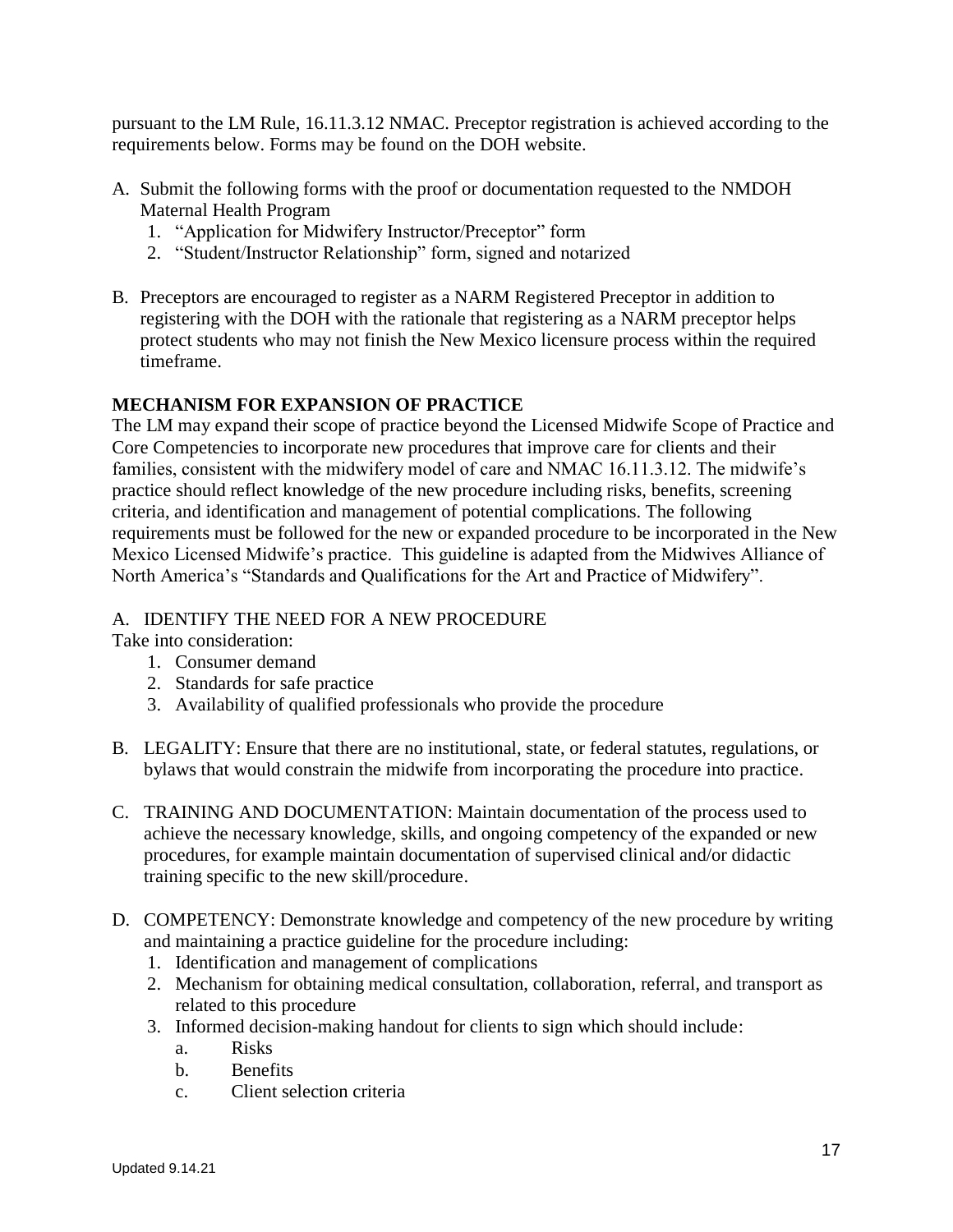pursuant to the LM Rule, 16.11.3.12 NMAC. Preceptor registration is achieved according to the requirements below. Forms may be found on the DOH website.

A. Submit the following forms with the proof or documentation requested to the NMDOH Maternal Health Program
   1. "Application for Midwifery Instructor/Preceptor" form
   2. "Student/Instructor Relationship" form, signed and notarized

B. Preceptors are encouraged to register as a NARM Registered Preceptor in addition to registering with the DOH with the rationale that registering as a NARM preceptor helps protect students who may not finish the New Mexico licensure process within the required timeframe.

## MECHANISM FOR EXPANSION OF PRACTICE

The LM may expand their scope of practice beyond the Licensed Midwife Scope of Practice and Core Competencies to incorporate new procedures that improve care for clients and their families, consistent with the midwifery model of care and NMAC 16.11.3.12. The midwife's practice should reflect knowledge of the new procedure including risks, benefits, screening criteria, and identification and management of potential complications. The following requirements must be followed for the new or expanded procedure to be incorporated in the New Mexico Licensed Midwife's practice. This guideline is adapted from the Midwives Alliance of North America's "Standards and Qualifications for the Art and Practice of Midwifery".

A. IDENTIFY THE NEED FOR A NEW PROCEDURE

Take into consideration:
   1. Consumer demand
   2. Standards for safe practice
   3. Availability of qualified professionals who provide the procedure

B. LEGALITY: Ensure that there are no institutional, state, or federal statutes, regulations, or bylaws that would constrain the midwife from incorporating the procedure into practice.

C. TRAINING AND DOCUMENTATION: Maintain documentation of the process used to achieve the necessary knowledge, skills, and ongoing competency of the expanded or new procedures, for example maintain documentation of supervised clinical and/or didactic training specific to the new skill/procedure.

D. COMPETENCY: Demonstrate knowledge and competency of the new procedure by writing and maintaining a practice guideline for the procedure including:
   1. Identification and management of complications
   2. Mechanism for obtaining medical consultation, collaboration, referral, and transport as related to this procedure
   3. Informed decision-making handout for clients to sign which should include:
      a. Risks
      b. Benefits
      c. Client selection criteria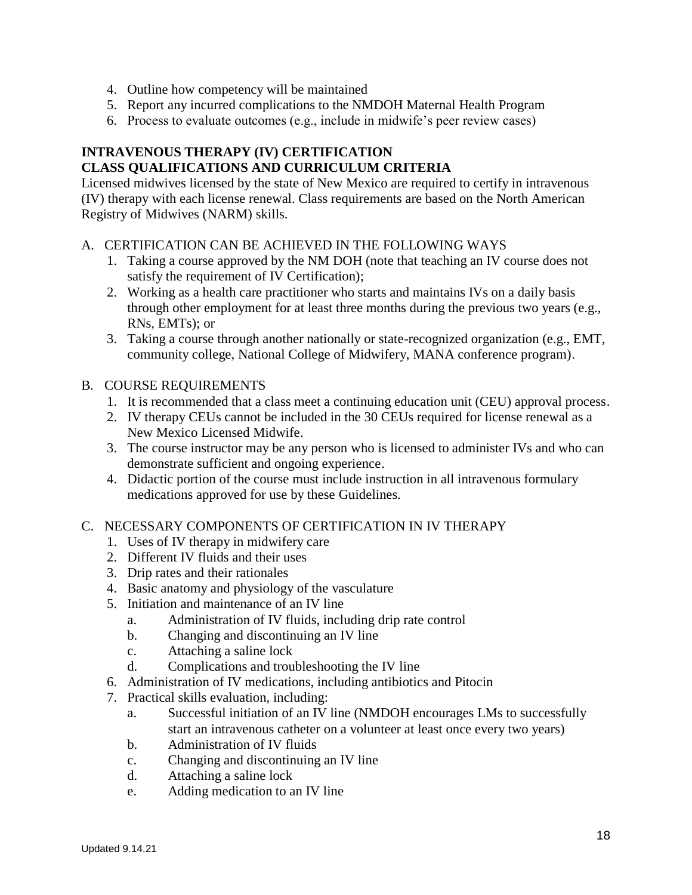4. Outline how competency will be maintained
5. Report any incurred complications to the NMDOH Maternal Health Program
6. Process to evaluate outcomes (e.g., include in midwife's peer review cases)

## INTRAVENOUS THERAPY (IV) CERTIFICATION
## CLASS QUALIFICATIONS AND CURRICULUM CRITERIA

Licensed midwives licensed by the state of New Mexico are required to certify in intravenous (IV) therapy with each license renewal. Class requirements are based on the North American Registry of Midwives (NARM) skills.

A. CERTIFICATION CAN BE ACHIEVED IN THE FOLLOWING WAYS
   1. Taking a course approved by the NM DOH (note that teaching an IV course does not satisfy the requirement of IV Certification);
   2. Working as a health care practitioner who starts and maintains IVs on a daily basis through other employment for at least three months during the previous two years (e.g., RNs, EMTs); or
   3. Taking a course through another nationally or state-recognized organization (e.g., EMT, community college, National College of Midwifery, MANA conference program).

B. COURSE REQUIREMENTS
   1. It is recommended that a class meet a continuing education unit (CEU) approval process.
   2. IV therapy CEUs cannot be included in the 30 CEUs required for license renewal as a New Mexico Licensed Midwife.
   3. The course instructor may be any person who is licensed to administer IVs and who can demonstrate sufficient and ongoing experience.
   4. Didactic portion of the course must include instruction in all intravenous formulary medications approved for use by these Guidelines.

C. NECESSARY COMPONENTS OF CERTIFICATION IN IV THERAPY
   1. Uses of IV therapy in midwifery care
   2. Different IV fluids and their uses
   3. Drip rates and their rationales
   4. Basic anatomy and physiology of the vasculature
   5. Initiation and maintenance of an IV line
      a. Administration of IV fluids, including drip rate control
      b. Changing and discontinuing an IV line
      c. Attaching a saline lock
      d. Complications and troubleshooting the IV line
   6. Administration of IV medications, including antibiotics and Pitocin
   7. Practical skills evaluation, including:
      a. Successful initiation of an IV line (NMDOH encourages LMs to successfully start an intravenous catheter on a volunteer at least once every two years)
      b. Administration of IV fluids
      c. Changing and discontinuing an IV line
      d. Attaching a saline lock
      e. Adding medication to an IV line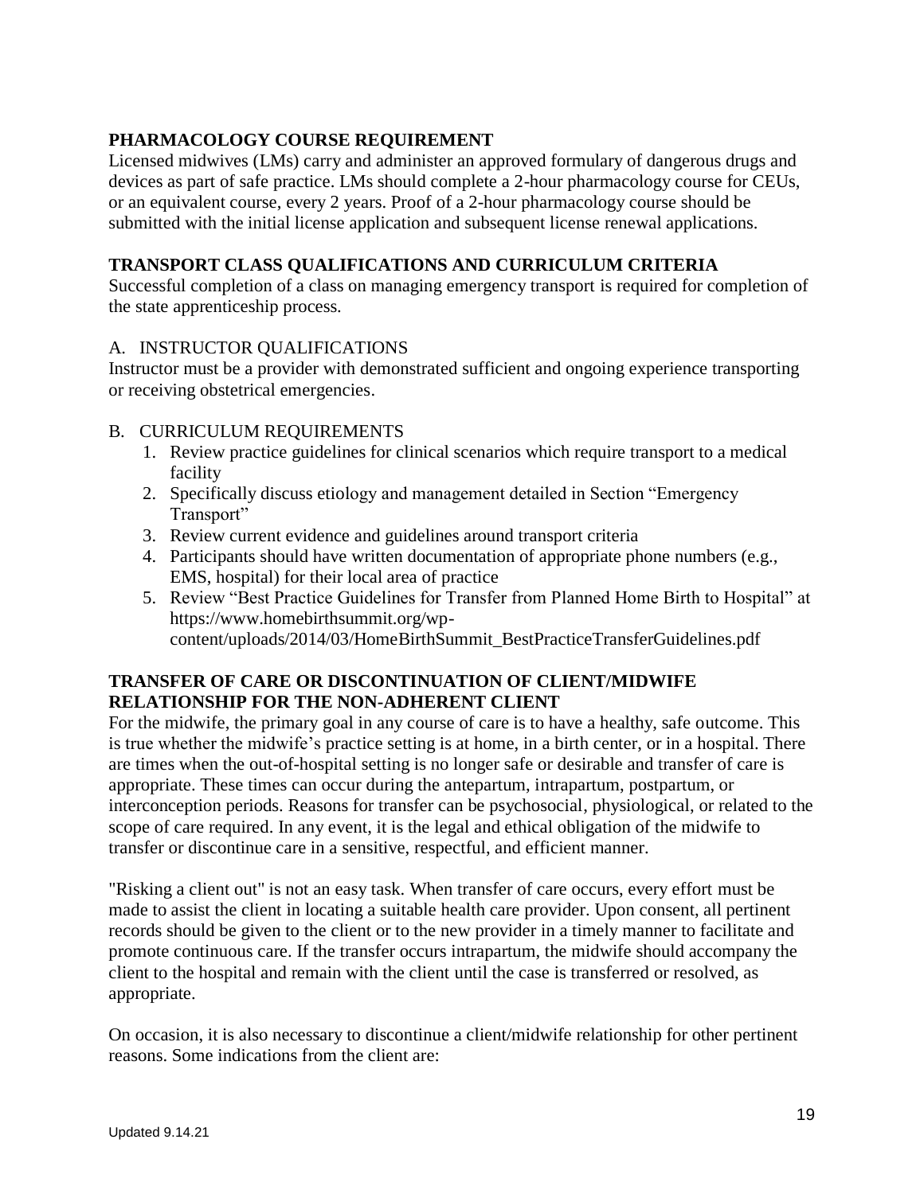## PHARMACOLOGY COURSE REQUIREMENT

Licensed midwives (LMs) carry and administer an approved formulary of dangerous drugs and devices as part of safe practice. LMs should complete a 2-hour pharmacology course for CEUs, or an equivalent course, every 2 years. Proof of a 2-hour pharmacology course should be submitted with the initial license application and subsequent license renewal applications.

## TRANSPORT CLASS QUALIFICATIONS AND CURRICULUM CRITERIA

Successful completion of a class on managing emergency transport is required for completion of the state apprenticeship process.

### A. INSTRUCTOR QUALIFICATIONS

Instructor must be a provider with demonstrated sufficient and ongoing experience transporting or receiving obstetrical emergencies.

### B. CURRICULUM REQUIREMENTS

1. Review practice guidelines for clinical scenarios which require transport to a medical facility
2. Specifically discuss etiology and management detailed in Section "Emergency Transport"
3. Review current evidence and guidelines around transport criteria
4. Participants should have written documentation of appropriate phone numbers (e.g., EMS, hospital) for their local area of practice
5. Review "Best Practice Guidelines for Transfer from Planned Home Birth to Hospital" at https://www.homebirthsummit.org/wp-content/uploads/2014/03/HomeBirthSummit_BestPracticeTransferGuidelines.pdf

## TRANSFER OF CARE OR DISCONTINUATION OF CLIENT/MIDWIFE RELATIONSHIP FOR THE NON-ADHERENT CLIENT

For the midwife, the primary goal in any course of care is to have a healthy, safe outcome. This is true whether the midwife's practice setting is at home, in a birth center, or in a hospital. There are times when the out-of-hospital setting is no longer safe or desirable and transfer of care is appropriate. These times can occur during the antepartum, intrapartum, postpartum, or interconception periods. Reasons for transfer can be psychosocial, physiological, or related to the scope of care required. In any event, it is the legal and ethical obligation of the midwife to transfer or discontinue care in a sensitive, respectful, and efficient manner.

"Risking a client out" is not an easy task. When transfer of care occurs, every effort must be made to assist the client in locating a suitable health care provider. Upon consent, all pertinent records should be given to the client or to the new provider in a timely manner to facilitate and promote continuous care. If the transfer occurs intrapartum, the midwife should accompany the client to the hospital and remain with the client until the case is transferred or resolved, as appropriate.

On occasion, it is also necessary to discontinue a client/midwife relationship for other pertinent reasons. Some indications from the client are: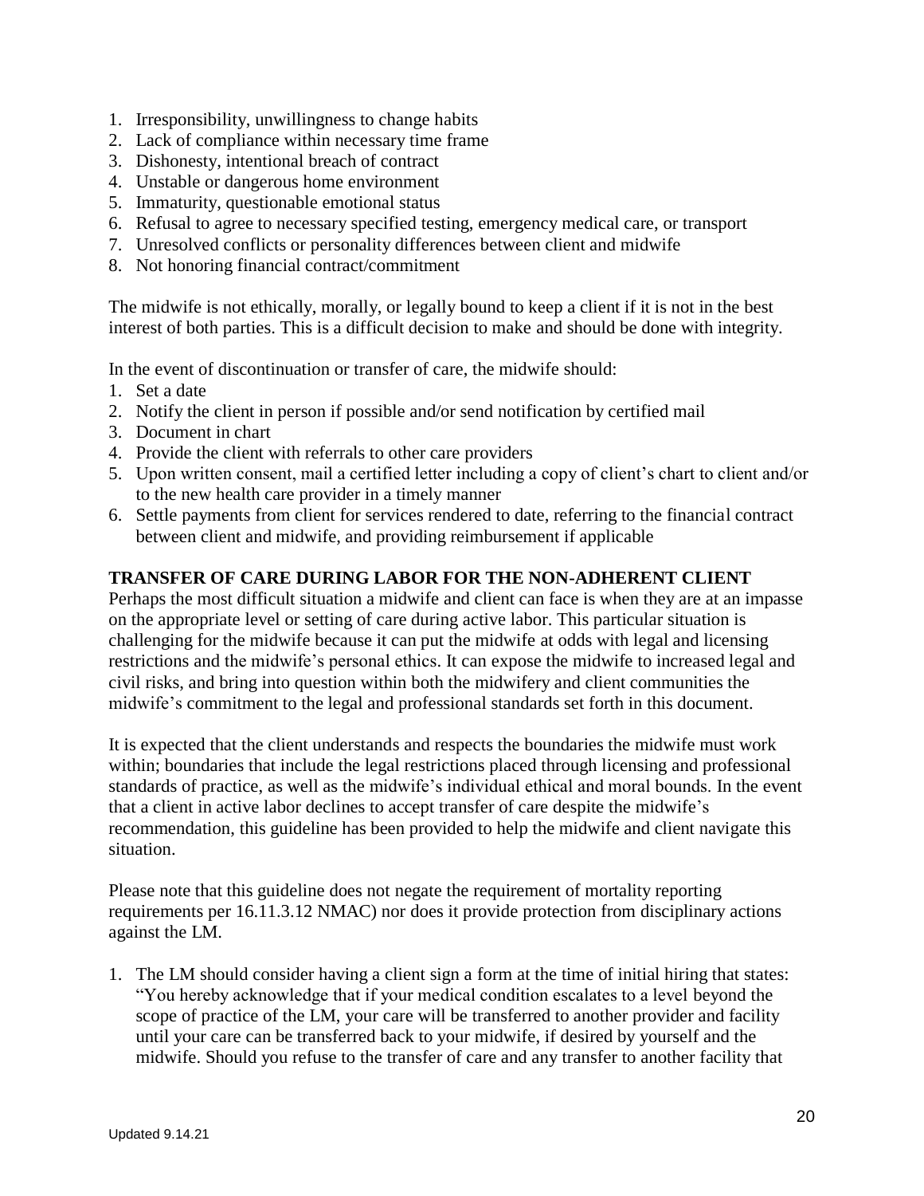1. Irresponsibility, unwillingness to change habits
2. Lack of compliance within necessary time frame
3. Dishonesty, intentional breach of contract
4. Unstable or dangerous home environment
5. Immaturity, questionable emotional status
6. Refusal to agree to necessary specified testing, emergency medical care, or transport
7. Unresolved conflicts or personality differences between client and midwife
8. Not honoring financial contract/commitment

The midwife is not ethically, morally, or legally bound to keep a client if it is not in the best interest of both parties. This is a difficult decision to make and should be done with integrity.

In the event of discontinuation or transfer of care, the midwife should:

1. Set a date
2. Notify the client in person if possible and/or send notification by certified mail
3. Document in chart
4. Provide the client with referrals to other care providers
5. Upon written consent, mail a certified letter including a copy of client's chart to client and/or to the new health care provider in a timely manner
6. Settle payments from client for services rendered to date, referring to the financial contract between client and midwife, and providing reimbursement if applicable

**TRANSFER OF CARE DURING LABOR FOR THE NON-ADHERENT CLIENT**

Perhaps the most difficult situation a midwife and client can face is when they are at an impasse on the appropriate level or setting of care during active labor. This particular situation is challenging for the midwife because it can put the midwife at odds with legal and licensing restrictions and the midwife's personal ethics. It can expose the midwife to increased legal and civil risks, and bring into question within both the midwifery and client communities the midwife's commitment to the legal and professional standards set forth in this document.

It is expected that the client understands and respects the boundaries the midwife must work within; boundaries that include the legal restrictions placed through licensing and professional standards of practice, as well as the midwife's individual ethical and moral bounds. In the event that a client in active labor declines to accept transfer of care despite the midwife's recommendation, this guideline has been provided to help the midwife and client navigate this situation.

Please note that this guideline does not negate the requirement of mortality reporting requirements per 16.11.3.12 NMAC) nor does it provide protection from disciplinary actions against the LM.

1. The LM should consider having a client sign a form at the time of initial hiring that states: "You hereby acknowledge that if your medical condition escalates to a level beyond the scope of practice of the LM, your care will be transferred to another provider and facility until your care can be transferred back to your midwife, if desired by yourself and the midwife. Should you refuse to the transfer of care and any transfer to another facility that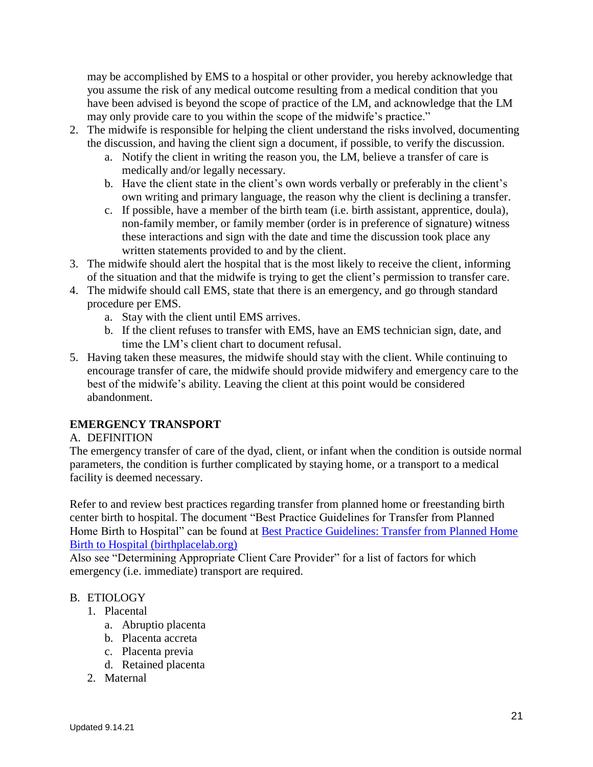may be accomplished by EMS to a hospital or other provider, you hereby acknowledge that you assume the risk of any medical outcome resulting from a medical condition that you have been advised is beyond the scope of practice of the LM, and acknowledge that the LM may only provide care to you within the scope of the midwife's practice."

2. The midwife is responsible for helping the client understand the risks involved, documenting the discussion, and having the client sign a document, if possible, to verify the discussion.
   a. Notify the client in writing the reason you, the LM, believe a transfer of care is medically and/or legally necessary.
   b. Have the client state in the client's own words verbally or preferably in the client's own writing and primary language, the reason why the client is declining a transfer.
   c. If possible, have a member of the birth team (i.e. birth assistant, apprentice, doula), non-family member, or family member (order is in preference of signature) witness these interactions and sign with the date and time the discussion took place any written statements provided to and by the client.
3. The midwife should alert the hospital that is the most likely to receive the client, informing of the situation and that the midwife is trying to get the client's permission to transfer care.
4. The midwife should call EMS, state that there is an emergency, and go through standard procedure per EMS.
   a. Stay with the client until EMS arrives.
   b. If the client refuses to transfer with EMS, have an EMS technician sign, date, and time the LM's client chart to document refusal.
5. Having taken these measures, the midwife should stay with the client. While continuing to encourage transfer of care, the midwife should provide midwifery and emergency care to the best of the midwife's ability. Leaving the client at this point would be considered abandonment.

## EMERGENCY TRANSPORT

A. DEFINITION

The emergency transfer of care of the dyad, client, or infant when the condition is outside normal parameters, the condition is further complicated by staying home, or a transport to a medical facility is deemed necessary.

Refer to and review best practices regarding transfer from planned home or freestanding birth center birth to hospital. The document "Best Practice Guidelines for Transfer from Planned Home Birth to Hospital" can be found at [Best Practice Guidelines: Transfer from Planned Home Birth to Hospital (birthplacelab.org)](birthplacelab.org)

Also see "Determining Appropriate Client Care Provider" for a list of factors for which emergency (i.e. immediate) transport are required.

B. ETIOLOGY

1. Placental
   a. Abruptio placenta
   b. Placenta accreta
   c. Placenta previa
   d. Retained placenta
2. Maternal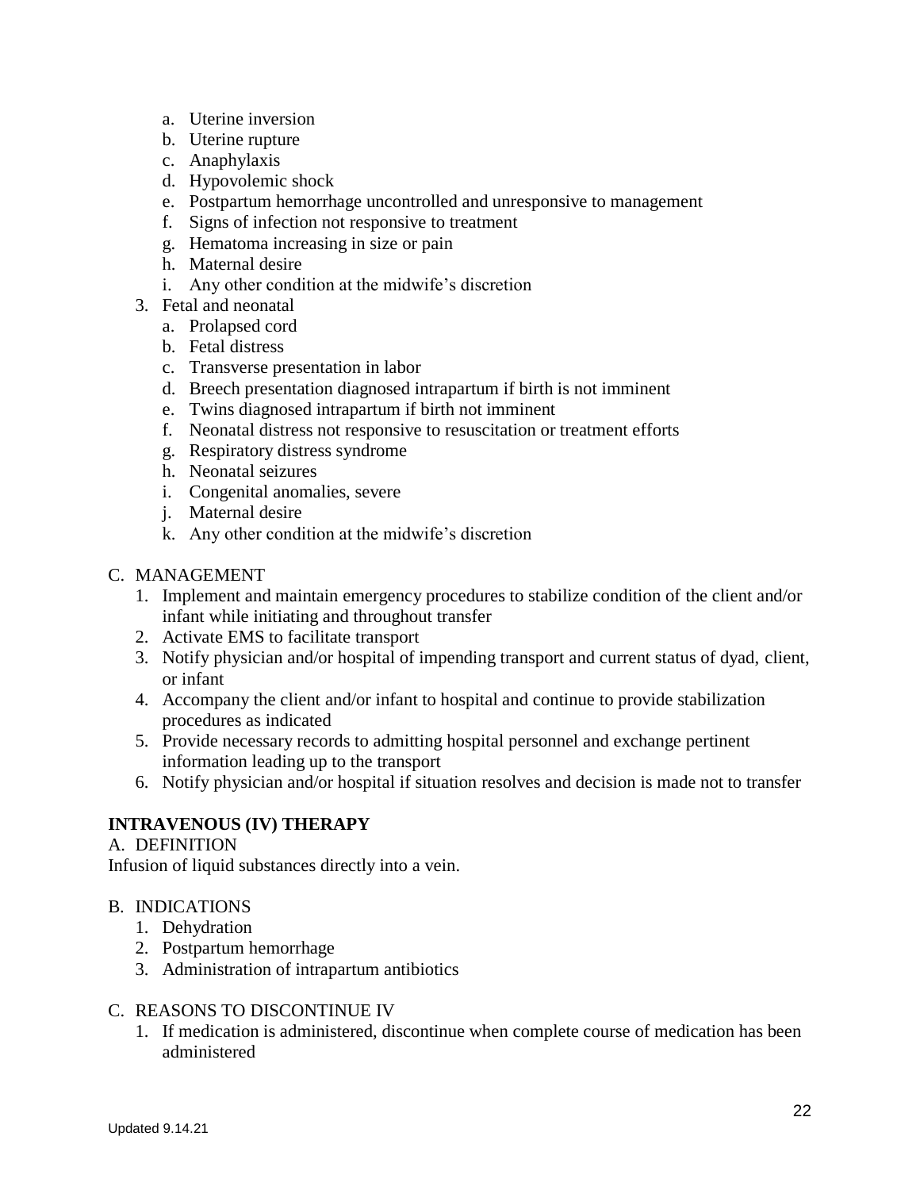a. Uterine inversion
   b. Uterine rupture
   c. Anaphylaxis
   d. Hypovolemic shock
   e. Postpartum hemorrhage uncontrolled and unresponsive to management
   f. Signs of infection not responsive to treatment
   g. Hematoma increasing in size or pain
   h. Maternal desire
   i. Any other condition at the midwife's discretion
3. Fetal and neonatal
   a. Prolapsed cord
   b. Fetal distress
   c. Transverse presentation in labor
   d. Breech presentation diagnosed intrapartum if birth is not imminent
   e. Twins diagnosed intrapartum if birth not imminent
   f. Neonatal distress not responsive to resuscitation or treatment efforts
   g. Respiratory distress syndrome
   h. Neonatal seizures
   i. Congenital anomalies, severe
   j. Maternal desire
   k. Any other condition at the midwife's discretion

C. MANAGEMENT
1. Implement and maintain emergency procedures to stabilize condition of the client and/or infant while initiating and throughout transfer
2. Activate EMS to facilitate transport
3. Notify physician and/or hospital of impending transport and current status of dyad, client, or infant
4. Accompany the client and/or infant to hospital and continue to provide stabilization procedures as indicated
5. Provide necessary records to admitting hospital personnel and exchange pertinent information leading up to the transport
6. Notify physician and/or hospital if situation resolves and decision is made not to transfer

**INTRAVENOUS (IV) THERAPY**

A. DEFINITION

Infusion of liquid substances directly into a vein.

B. INDICATIONS
1. Dehydration
2. Postpartum hemorrhage
3. Administration of intrapartum antibiotics

C. REASONS TO DISCONTINUE IV
1. If medication is administered, discontinue when complete course of medication has been administered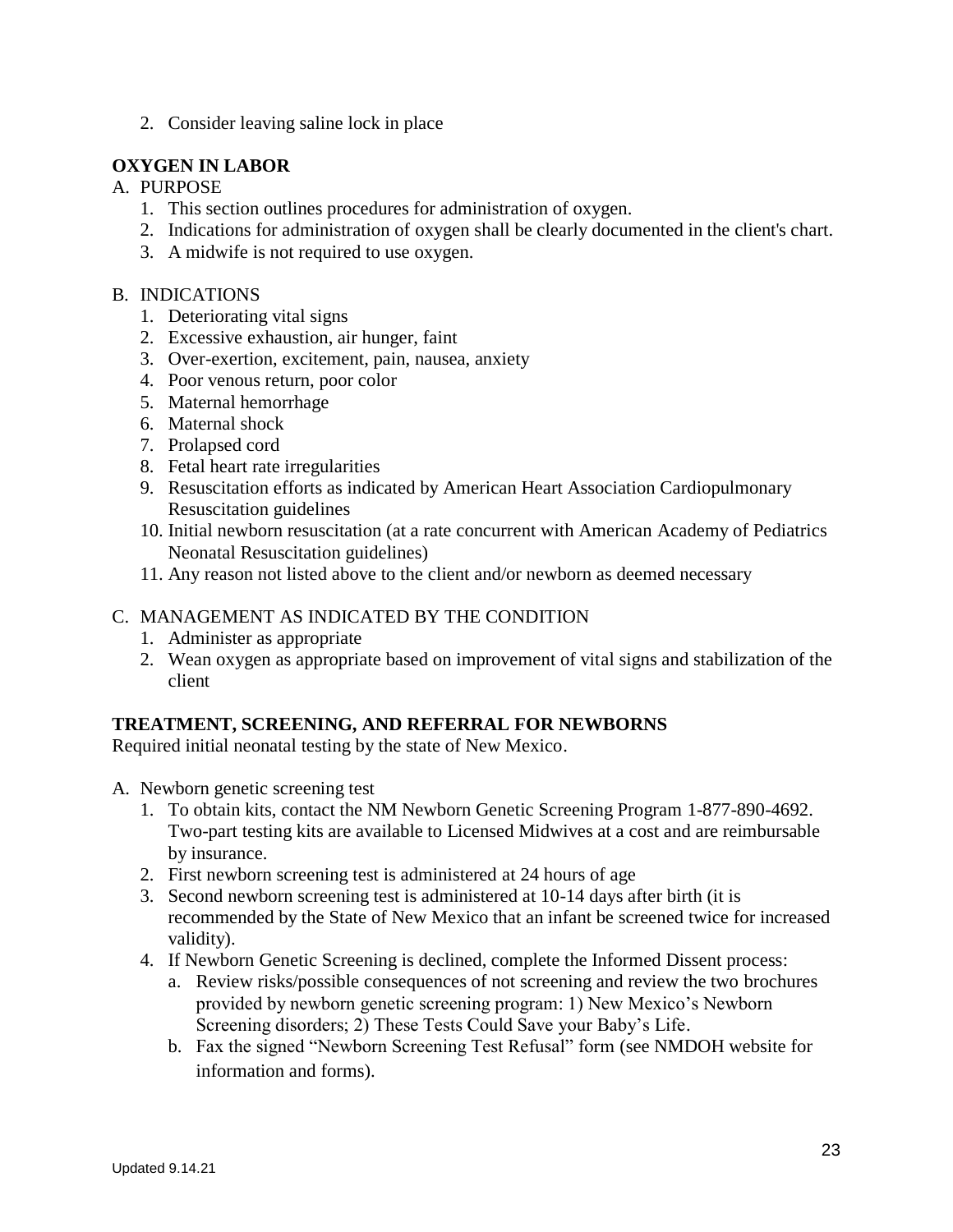2. Consider leaving saline lock in place

## OXYGEN IN LABOR

A. PURPOSE
   1. This section outlines procedures for administration of oxygen.
   2. Indications for administration of oxygen shall be clearly documented in the client's chart.
   3. A midwife is not required to use oxygen.

B. INDICATIONS
   1. Deteriorating vital signs
   2. Excessive exhaustion, air hunger, faint
   3. Over-exertion, excitement, pain, nausea, anxiety
   4. Poor venous return, poor color
   5. Maternal hemorrhage
   6. Maternal shock
   7. Prolapsed cord
   8. Fetal heart rate irregularities
   9. Resuscitation efforts as indicated by American Heart Association Cardiopulmonary Resuscitation guidelines
   10. Initial newborn resuscitation (at a rate concurrent with American Academy of Pediatrics Neonatal Resuscitation guidelines)
   11. Any reason not listed above to the client and/or newborn as deemed necessary

C. MANAGEMENT AS INDICATED BY THE CONDITION
   1. Administer as appropriate
   2. Wean oxygen as appropriate based on improvement of vital signs and stabilization of the client

## TREATMENT, SCREENING, AND REFERRAL FOR NEWBORNS

Required initial neonatal testing by the state of New Mexico.

A. Newborn genetic screening test
   1. To obtain kits, contact the NM Newborn Genetic Screening Program 1-877-890-4692. Two-part testing kits are available to Licensed Midwives at a cost and are reimbursable by insurance.
   2. First newborn screening test is administered at 24 hours of age
   3. Second newborn screening test is administered at 10-14 days after birth (it is recommended by the State of New Mexico that an infant be screened twice for increased validity).
   4. If Newborn Genetic Screening is declined, complete the Informed Dissent process:
      a. Review risks/possible consequences of not screening and review the two brochures provided by newborn genetic screening program: 1) New Mexico's Newborn Screening disorders; 2) These Tests Could Save your Baby's Life.
      b. Fax the signed "Newborn Screening Test Refusal" form (see NMDOH website for information and forms).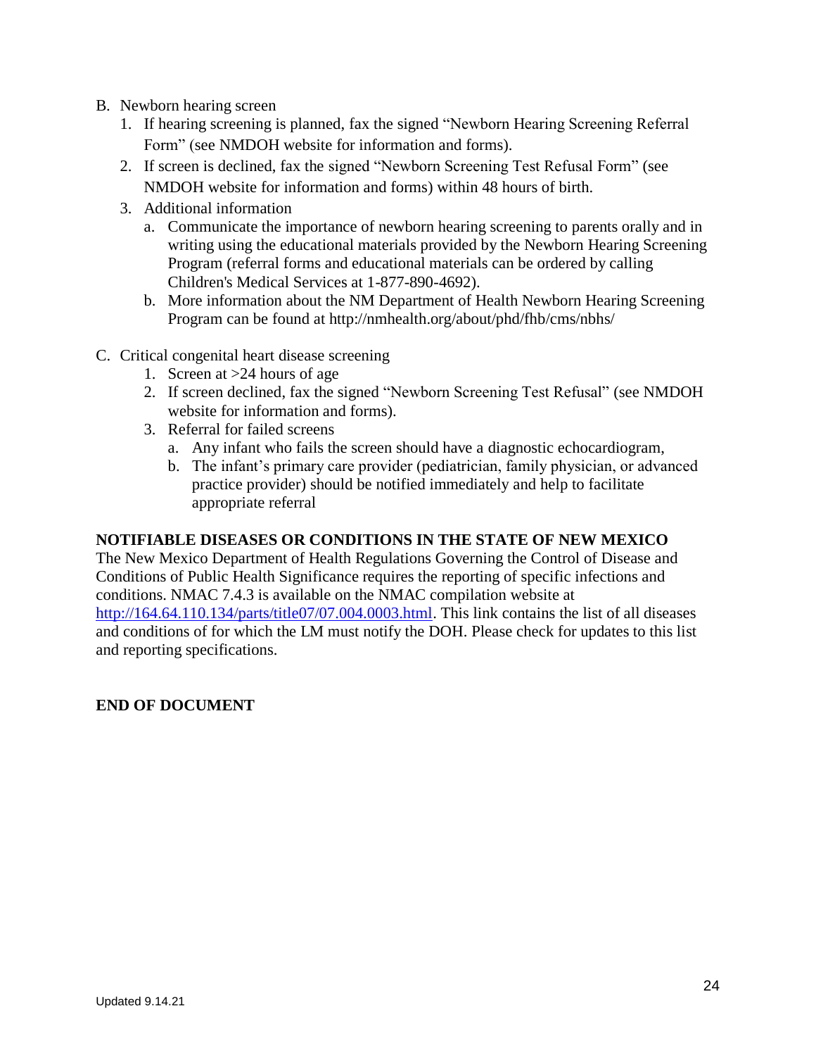B. Newborn hearing screen
   1. If hearing screening is planned, fax the signed "Newborn Hearing Screening Referral Form" (see NMDOH website for information and forms).
   2. If screen is declined, fax the signed "Newborn Screening Test Refusal Form" (see NMDOH website for information and forms) within 48 hours of birth.
   3. Additional information
      a. Communicate the importance of newborn hearing screening to parents orally and in writing using the educational materials provided by the Newborn Hearing Screening Program (referral forms and educational materials can be ordered by calling Children's Medical Services at 1-877-890-4692).
      b. More information about the NM Department of Health Newborn Hearing Screening Program can be found at http://nmhealth.org/about/phd/fhb/cms/nbhs/

C. Critical congenital heart disease screening
   1. Screen at >24 hours of age
   2. If screen declined, fax the signed "Newborn Screening Test Refusal" (see NMDOH website for information and forms).
   3. Referral for failed screens
      a. Any infant who fails the screen should have a diagnostic echocardiogram,
      b. The infant's primary care provider (pediatrician, family physician, or advanced practice provider) should be notified immediately and help to facilitate appropriate referral

**NOTIFIABLE DISEASES OR CONDITIONS IN THE STATE OF NEW MEXICO**

The New Mexico Department of Health Regulations Governing the Control of Disease and Conditions of Public Health Significance requires the reporting of specific infections and conditions. NMAC 7.4.3 is available on the NMAC compilation website at http://164.64.110.134/parts/title07/07.004.0003.html. This link contains the list of all diseases and conditions of for which the LM must notify the DOH. Please check for updates to this list and reporting specifications.

**END OF DOCUMENT**

Updated 9.14.21